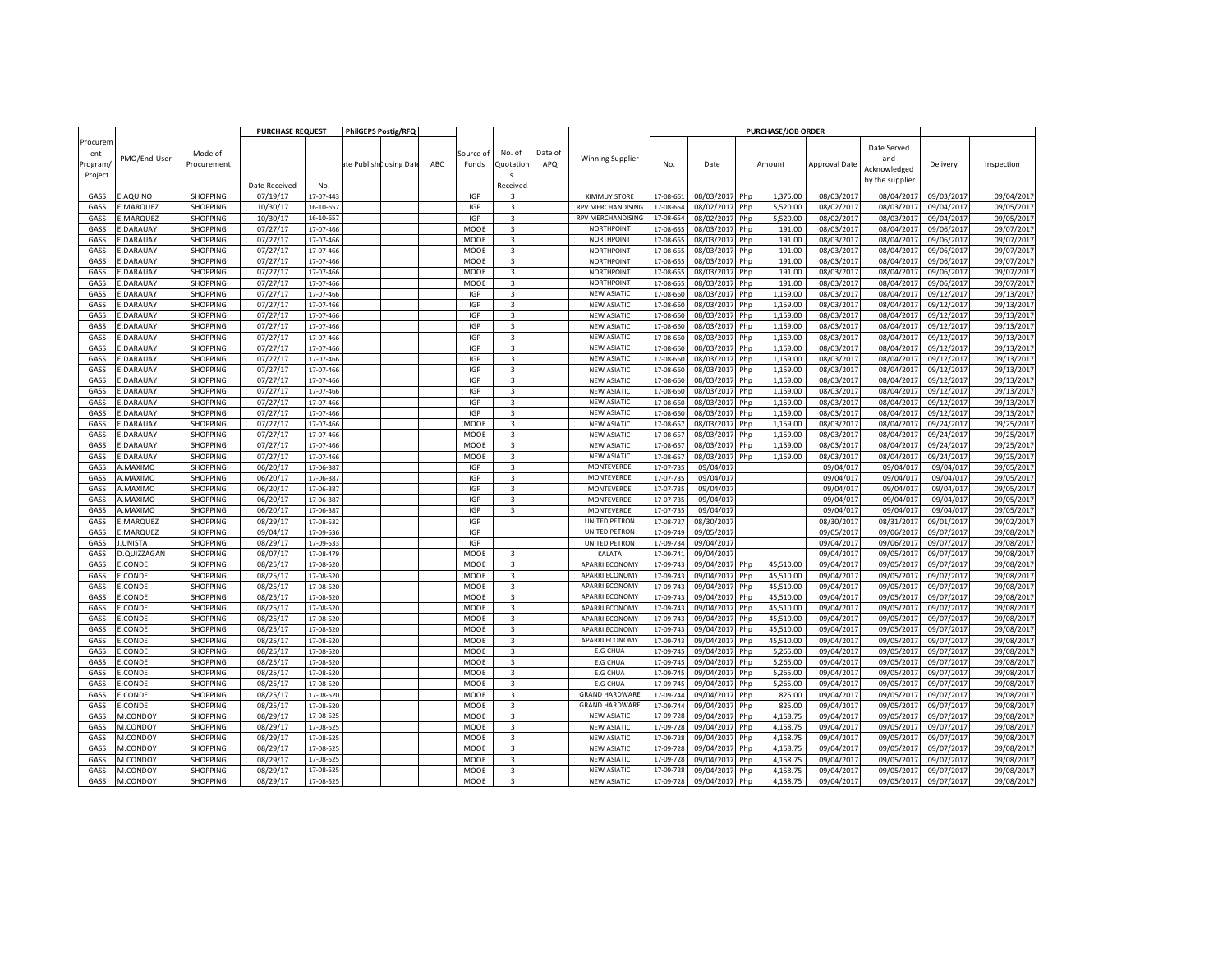| Procurement Program/ Project | PMO/End-User | Mode of Procurement | PURCHASE REQUEST | | PhilGEPS Postig/RFQ | | ABC | Source of Funds | No. of Quotations Received | Date of APQ | Winning Supplier | PURCHASE/JOB ORDER | | | | | | Delivery | Inspection |
|---|---|---|---|---|---|---|---|---|---|---|---|---|---|---|---|---|---|---|---|
| | | | Date Received | No. | ate Publish | Closing Date | | | | | | No. | Date | Amount | | Approval Date | Date Served and Acknowledged by the supplier | | |
| GASS | E.AQUINO | SHOPPING | 07/19/17 | 17-07-443 | | | | IGP | 3 | | KIMMUY STORE | 17-08-661 | 08/03/2017 | Php | 1,375.00 | 08/03/2017 | 08/04/2017 | 09/03/2017 | 09/04/2017 |
| GASS | E.MARQUEZ | SHOPPING | 10/30/17 | 16-10-657 | | | | IGP | 3 | | RPV MERCHANDISING | 17-08-654 | 08/02/2017 | Php | 5,520.00 | 08/02/2017 | 08/03/2017 | 09/04/2017 | 09/05/2017 |
| GASS | E.MARQUEZ | SHOPPING | 10/30/17 | 16-10-657 | | | | IGP | 3 | | RPV MERCHANDISING | 17-08-654 | 08/02/2017 | Php | 5,520.00 | 08/02/2017 | 08/03/2017 | 09/04/2017 | 09/05/2017 |
| GASS | E.DARAUAY | SHOPPING | 07/27/17 | 17-07-466 | | | | MOOE | 3 | | NORTHPOINT | 17-08-655 | 08/03/2017 | Php | 191.00 | 08/03/2017 | 08/04/2017 | 09/06/2017 | 09/07/2017 |
| GASS | E.DARAUAY | SHOPPING | 07/27/17 | 17-07-466 | | | | MOOE | 3 | | NORTHPOINT | 17-08-655 | 08/03/2017 | Php | 191.00 | 08/03/2017 | 08/04/2017 | 09/06/2017 | 09/07/2017 |
| GASS | E.DARAUAY | SHOPPING | 07/27/17 | 17-07-466 | | | | MOOE | 3 | | NORTHPOINT | 17-08-655 | 08/03/2017 | Php | 191.00 | 08/03/2017 | 08/04/2017 | 09/06/2017 | 09/07/2017 |
| GASS | E.DARAUAY | SHOPPING | 07/27/17 | 17-07-466 | | | | MOOE | 3 | | NORTHPOINT | 17-08-655 | 08/03/2017 | Php | 191.00 | 08/03/2017 | 08/04/2017 | 09/06/2017 | 09/07/2017 |
| GASS | E.DARAUAY | SHOPPING | 07/27/17 | 17-07-466 | | | | MOOE | 3 | | NORTHPOINT | 17-08-655 | 08/03/2017 | Php | 191.00 | 08/03/2017 | 08/04/2017 | 09/06/2017 | 09/07/2017 |
| GASS | E.DARAUAY | SHOPPING | 07/27/17 | 17-07-466 | | | | MOOE | 3 | | NORTHPOINT | 17-08-655 | 08/03/2017 | Php | 191.00 | 08/03/2017 | 08/04/2017 | 09/06/2017 | 09/07/2017 |
| GASS | E.DARAUAY | SHOPPING | 07/27/17 | 17-07-466 | | | | IGP | 3 | | NEW ASIATIC | 17-08-660 | 08/03/2017 | Php | 1,159.00 | 08/03/2017 | 08/04/2017 | 09/12/2017 | 09/13/2017 |
| GASS | E.DARAUAY | SHOPPING | 07/27/17 | 17-07-466 | | | | IGP | 3 | | NEW ASIATIC | 17-08-660 | 08/03/2017 | Php | 1,159.00 | 08/03/2017 | 08/04/2017 | 09/12/2017 | 09/13/2017 |
| GASS | E.DARAUAY | SHOPPING | 07/27/17 | 17-07-466 | | | | IGP | 3 | | NEW ASIATIC | 17-08-660 | 08/03/2017 | Php | 1,159.00 | 08/03/2017 | 08/04/2017 | 09/12/2017 | 09/13/2017 |
| GASS | E.DARAUAY | SHOPPING | 07/27/17 | 17-07-466 | | | | IGP | 3 | | NEW ASIATIC | 17-08-660 | 08/03/2017 | Php | 1,159.00 | 08/03/2017 | 08/04/2017 | 09/12/2017 | 09/13/2017 |
| GASS | E.DARAUAY | SHOPPING | 07/27/17 | 17-07-466 | | | | IGP | 3 | | NEW ASIATIC | 17-08-660 | 08/03/2017 | Php | 1,159.00 | 08/03/2017 | 08/04/2017 | 09/12/2017 | 09/13/2017 |
| GASS | E.DARAUAY | SHOPPING | 07/27/17 | 17-07-466 | | | | IGP | 3 | | NEW ASIATIC | 17-08-660 | 08/03/2017 | Php | 1,159.00 | 08/03/2017 | 08/04/2017 | 09/12/2017 | 09/13/2017 |
| GASS | E.DARAUAY | SHOPPING | 07/27/17 | 17-07-466 | | | | IGP | 3 | | NEW ASIATIC | 17-08-660 | 08/03/2017 | Php | 1,159.00 | 08/03/2017 | 08/04/2017 | 09/12/2017 | 09/13/2017 |
| GASS | E.DARAUAY | SHOPPING | 07/27/17 | 17-07-466 | | | | IGP | 3 | | NEW ASIATIC | 17-08-660 | 08/03/2017 | Php | 1,159.00 | 08/03/2017 | 08/04/2017 | 09/12/2017 | 09/13/2017 |
| GASS | E.DARAUAY | SHOPPING | 07/27/17 | 17-07-466 | | | | IGP | 3 | | NEW ASIATIC | 17-08-660 | 08/03/2017 | Php | 1,159.00 | 08/03/2017 | 08/04/2017 | 09/12/2017 | 09/13/2017 |
| GASS | E.DARAUAY | SHOPPING | 07/27/17 | 17-07-466 | | | | IGP | 3 | | NEW ASIATIC | 17-08-660 | 08/03/2017 | Php | 1,159.00 | 08/03/2017 | 08/04/2017 | 09/12/2017 | 09/13/2017 |
| GASS | E.DARAUAY | SHOPPING | 07/27/17 | 17-07-466 | | | | IGP | 3 | | NEW ASIATIC | 17-08-660 | 08/03/2017 | Php | 1,159.00 | 08/03/2017 | 08/04/2017 | 09/12/2017 | 09/13/2017 |
| GASS | E.DARAUAY | SHOPPING | 07/27/17 | 17-07-466 | | | | IGP | 3 | | NEW ASIATIC | 17-08-660 | 08/03/2017 | Php | 1,159.00 | 08/03/2017 | 08/04/2017 | 09/12/2017 | 09/13/2017 |
| GASS | E.DARAUAY | SHOPPING | 07/27/17 | 17-07-466 | | | | MOOE | 3 | | NEW ASIATIC | 17-08-657 | 08/03/2017 | Php | 1,159.00 | 08/03/2017 | 08/04/2017 | 09/24/2017 | 09/25/2017 |
| GASS | E.DARAUAY | SHOPPING | 07/27/17 | 17-07-466 | | | | MOOE | 3 | | NEW ASIATIC | 17-08-657 | 08/03/2017 | Php | 1,159.00 | 08/03/2017 | 08/04/2017 | 09/24/2017 | 09/25/2017 |
| GASS | E.DARAUAY | SHOPPING | 07/27/17 | 17-07-466 | | | | MOOE | 3 | | NEW ASIATIC | 17-08-657 | 08/03/2017 | Php | 1,159.00 | 08/03/2017 | 08/04/2017 | 09/24/2017 | 09/25/2017 |
| GASS | E.DARAUAY | SHOPPING | 07/27/17 | 17-07-466 | | | | MOOE | 3 | | NEW ASIATIC | 17-08-657 | 08/03/2017 | Php | 1,159.00 | 08/03/2017 | 08/04/2017 | 09/24/2017 | 09/25/2017 |
| GASS | A.MAXIMO | SHOPPING | 06/20/17 | 17-06-387 | | | | IGP | 3 | | MONTEVERDE | 17-07-735 | 09/04/017 | | | 09/04/017 | 09/04/017 | 09/04/017 | 09/05/2017 |
| GASS | A.MAXIMO | SHOPPING | 06/20/17 | 17-06-387 | | | | IGP | 3 | | MONTEVERDE | 17-07-735 | 09/04/017 | | | 09/04/017 | 09/04/017 | 09/04/017 | 09/05/2017 |
| GASS | A.MAXIMO | SHOPPING | 06/20/17 | 17-06-387 | | | | IGP | 3 | | MONTEVERDE | 17-07-735 | 09/04/017 | | | 09/04/017 | 09/04/017 | 09/04/017 | 09/05/2017 |
| GASS | A.MAXIMO | SHOPPING | 06/20/17 | 17-06-387 | | | | IGP | 3 | | MONTEVERDE | 17-07-735 | 09/04/017 | | | 09/04/017 | 09/04/017 | 09/04/017 | 09/05/2017 |
| GASS | A.MAXIMO | SHOPPING | 06/20/17 | 17-06-387 | | | | IGP | 3 | | MONTEVERDE | 17-07-735 | 09/04/017 | | | 09/04/017 | 09/04/017 | 09/04/017 | 09/05/2017 |
| GASS | E.MARQUEZ | SHOPPING | 08/29/17 | 17-08-532 | | | | IGP | | | UNITED PETRON | 17-08-727 | 08/30/2017 | | | 08/30/2017 | 08/31/2017 | 09/01/2017 | 09/02/2017 |
| GASS | E.MARQUEZ | SHOPPING | 09/04/17 | 17-09-536 | | | | IGP | | | UNITED PETRON | 17-09-749 | 09/05/2017 | | | 09/05/2017 | 09/06/2017 | 09/07/2017 | 09/08/2017 |
| GASS | J.UNISTA | SHOPPING | 08/29/17 | 17-09-533 | | | | IGP | | | UNITED PETRON | 17-09-734 | 09/04/2017 | | | 09/04/2017 | 09/06/2017 | 09/07/2017 | 09/08/2017 |
| GASS | D.QUIZZAGAN | SHOPPING | 08/07/17 | 17-08-479 | | | | MOOE | 3 | | KALATA | 17-09-741 | 09/04/2017 | | | 09/04/2017 | 09/05/2017 | 09/07/2017 | 09/08/2017 |
| GASS | E.CONDE | SHOPPING | 08/25/17 | 17-08-520 | | | | MOOE | 3 | | APARRI ECONOMY | 17-09-743 | 09/04/2017 | Php | 45,510.00 | 09/04/2017 | 09/05/2017 | 09/07/2017 | 09/08/2017 |
| GASS | E.CONDE | SHOPPING | 08/25/17 | 17-08-520 | | | | MOOE | 3 | | APARRI ECONOMY | 17-09-743 | 09/04/2017 | Php | 45,510.00 | 09/04/2017 | 09/05/2017 | 09/07/2017 | 09/08/2017 |
| GASS | E.CONDE | SHOPPING | 08/25/17 | 17-08-520 | | | | MOOE | 3 | | APARRI ECONOMY | 17-09-743 | 09/04/2017 | Php | 45,510.00 | 09/04/2017 | 09/05/2017 | 09/07/2017 | 09/08/2017 |
| GASS | E.CONDE | SHOPPING | 08/25/17 | 17-08-520 | | | | MOOE | 3 | | APARRI ECONOMY | 17-09-743 | 09/04/2017 | Php | 45,510.00 | 09/04/2017 | 09/05/2017 | 09/07/2017 | 09/08/2017 |
| GASS | E.CONDE | SHOPPING | 08/25/17 | 17-08-520 | | | | MOOE | 3 | | APARRI ECONOMY | 17-09-743 | 09/04/2017 | Php | 45,510.00 | 09/04/2017 | 09/05/2017 | 09/07/2017 | 09/08/2017 |
| GASS | E.CONDE | SHOPPING | 08/25/17 | 17-08-520 | | | | MOOE | 3 | | APARRI ECONOMY | 17-09-743 | 09/04/2017 | Php | 45,510.00 | 09/04/2017 | 09/05/2017 | 09/07/2017 | 09/08/2017 |
| GASS | E.CONDE | SHOPPING | 08/25/17 | 17-08-520 | | | | MOOE | 3 | | APARRI ECONOMY | 17-09-743 | 09/04/2017 | Php | 45,510.00 | 09/04/2017 | 09/05/2017 | 09/07/2017 | 09/08/2017 |
| GASS | E.CONDE | SHOPPING | 08/25/17 | 17-08-520 | | | | MOOE | 3 | | APARRI ECONOMY | 17-09-743 | 09/04/2017 | Php | 45,510.00 | 09/04/2017 | 09/05/2017 | 09/07/2017 | 09/08/2017 |
| GASS | E.CONDE | SHOPPING | 08/25/17 | 17-08-520 | | | | MOOE | 3 | | E.G CHUA | 17-09-745 | 09/04/2017 | Php | 5,265.00 | 09/04/2017 | 09/05/2017 | 09/07/2017 | 09/08/2017 |
| GASS | E.CONDE | SHOPPING | 08/25/17 | 17-08-520 | | | | MOOE | 3 | | E.G CHUA | 17-09-745 | 09/04/2017 | Php | 5,265.00 | 09/04/2017 | 09/05/2017 | 09/07/2017 | 09/08/2017 |
| GASS | E.CONDE | SHOPPING | 08/25/17 | 17-08-520 | | | | MOOE | 3 | | E.G CHUA | 17-09-745 | 09/04/2017 | Php | 5,265.00 | 09/04/2017 | 09/05/2017 | 09/07/2017 | 09/08/2017 |
| GASS | E.CONDE | SHOPPING | 08/25/17 | 17-08-520 | | | | MOOE | 3 | | E.G CHUA | 17-09-745 | 09/04/2017 | Php | 5,265.00 | 09/04/2017 | 09/05/2017 | 09/07/2017 | 09/08/2017 |
| GASS | E.CONDE | SHOPPING | 08/25/17 | 17-08-520 | | | | MOOE | 3 | | GRAND HARDWARE | 17-09-744 | 09/04/2017 | Php | 825.00 | 09/04/2017 | 09/05/2017 | 09/07/2017 | 09/08/2017 |
| GASS | E.CONDE | SHOPPING | 08/25/17 | 17-08-520 | | | | MOOE | 3 | | GRAND HARDWARE | 17-09-744 | 09/04/2017 | Php | 825.00 | 09/04/2017 | 09/05/2017 | 09/07/2017 | 09/08/2017 |
| GASS | M.CONDOY | SHOPPING | 08/29/17 | 17-08-525 | | | | MOOE | 3 | | NEW ASIATIC | 17-09-728 | 09/04/2017 | Php | 4,158.75 | 09/04/2017 | 09/05/2017 | 09/07/2017 | 09/08/2017 |
| GASS | M.CONDOY | SHOPPING | 08/29/17 | 17-08-525 | | | | MOOE | 3 | | NEW ASIATIC | 17-09-728 | 09/04/2017 | Php | 4,158.75 | 09/04/2017 | 09/05/2017 | 09/07/2017 | 09/08/2017 |
| GASS | M.CONDOY | SHOPPING | 08/29/17 | 17-08-525 | | | | MOOE | 3 | | NEW ASIATIC | 17-09-728 | 09/04/2017 | Php | 4,158.75 | 09/04/2017 | 09/05/2017 | 09/07/2017 | 09/08/2017 |
| GASS | M.CONDOY | SHOPPING | 08/29/17 | 17-08-525 | | | | MOOE | 3 | | NEW ASIATIC | 17-09-728 | 09/04/2017 | Php | 4,158.75 | 09/04/2017 | 09/05/2017 | 09/07/2017 | 09/08/2017 |
| GASS | M.CONDOY | SHOPPING | 08/29/17 | 17-08-525 | | | | MOOE | 3 | | NEW ASIATIC | 17-09-728 | 09/04/2017 | Php | 4,158.75 | 09/04/2017 | 09/05/2017 | 09/07/2017 | 09/08/2017 |
| GASS | M.CONDOY | SHOPPING | 08/29/17 | 17-08-525 | | | | MOOE | 3 | | NEW ASIATIC | 17-09-728 | 09/04/2017 | Php | 4,158.75 | 09/04/2017 | 09/05/2017 | 09/07/2017 | 09/08/2017 |
| GASS | M.CONDOY | SHOPPING | 08/29/17 | 17-08-525 | | | | MOOE | 3 | | NEW ASIATIC | 17-09-728 | 09/04/2017 | Php | 4,158.75 | 09/04/2017 | 09/05/2017 | 09/07/2017 | 09/08/2017 |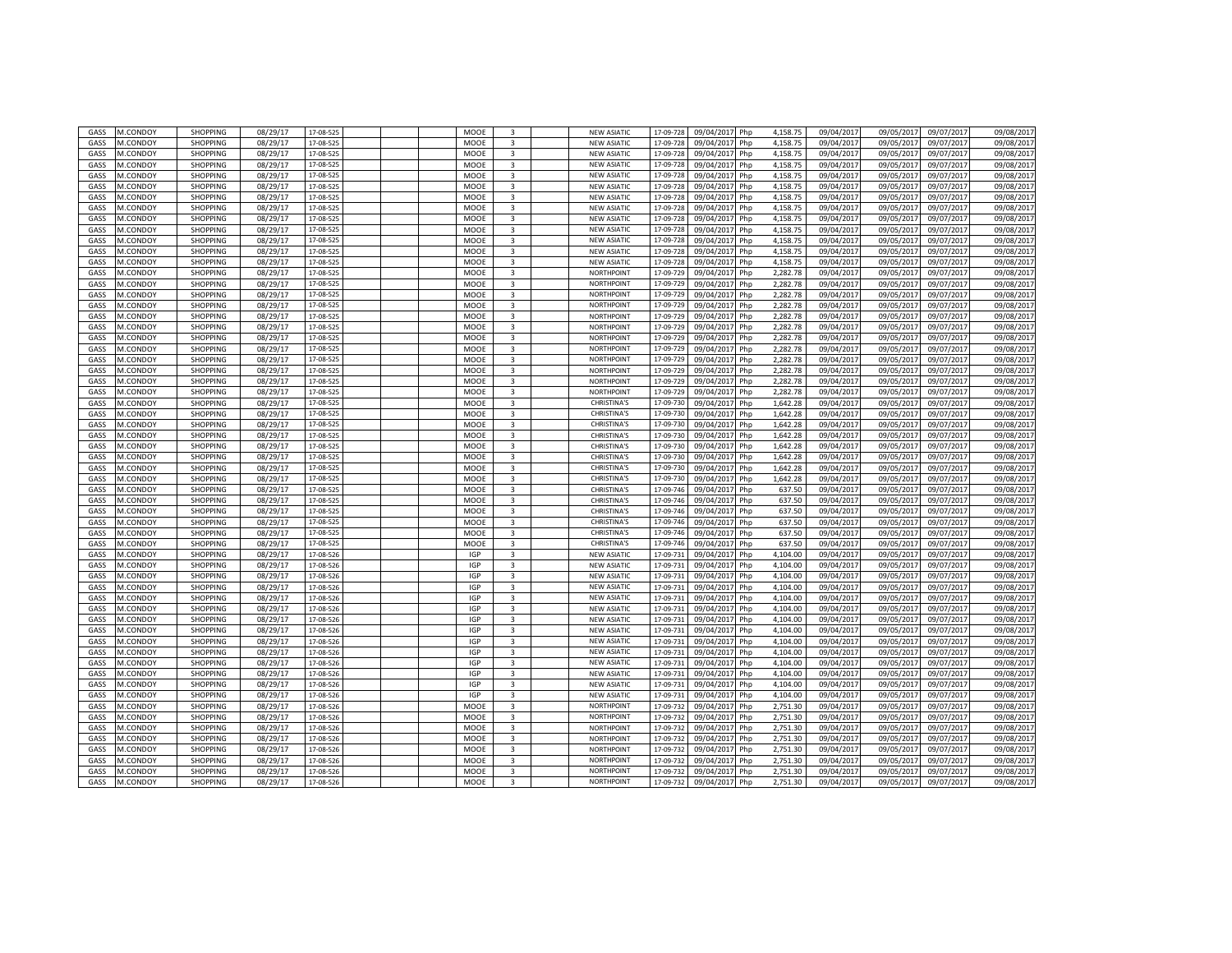| | | | | | | | | | | | | | | | | | | |
|---|---|---|---|---|---|---|---|---|---|---|---|---|---|---|---|---|---|---|
| GASS | M.CONDOY | SHOPPING | 08/29/17 | 17-08-525 | | | MOOE | 3 | | NEW ASIATIC | 17-09-728 | 09/04/2017 | Php | 4,158.75 | 09/04/2017 | 09/05/2017 | 09/07/2017 | 09/08/2017 |
| GASS | M.CONDOY | SHOPPING | 08/29/17 | 17-08-525 | | | MOOE | 3 | | NEW ASIATIC | 17-09-728 | 09/04/2017 | Php | 4,158.75 | 09/04/2017 | 09/05/2017 | 09/07/2017 | 09/08/2017 |
| GASS | M.CONDOY | SHOPPING | 08/29/17 | 17-08-525 | | | MOOE | 3 | | NEW ASIATIC | 17-09-728 | 09/04/2017 | Php | 4,158.75 | 09/04/2017 | 09/05/2017 | 09/07/2017 | 09/08/2017 |
| GASS | M.CONDOY | SHOPPING | 08/29/17 | 17-08-525 | | | MOOE | 3 | | NEW ASIATIC | 17-09-728 | 09/04/2017 | Php | 4,158.75 | 09/04/2017 | 09/05/2017 | 09/07/2017 | 09/08/2017 |
| GASS | M.CONDOY | SHOPPING | 08/29/17 | 17-08-525 | | | MOOE | 3 | | NEW ASIATIC | 17-09-728 | 09/04/2017 | Php | 4,158.75 | 09/04/2017 | 09/05/2017 | 09/07/2017 | 09/08/2017 |
| GASS | M.CONDOY | SHOPPING | 08/29/17 | 17-08-525 | | | MOOE | 3 | | NEW ASIATIC | 17-09-728 | 09/04/2017 | Php | 4,158.75 | 09/04/2017 | 09/05/2017 | 09/07/2017 | 09/08/2017 |
| GASS | M.CONDOY | SHOPPING | 08/29/17 | 17-08-525 | | | MOOE | 3 | | NEW ASIATIC | 17-09-728 | 09/04/2017 | Php | 4,158.75 | 09/04/2017 | 09/05/2017 | 09/07/2017 | 09/08/2017 |
| GASS | M.CONDOY | SHOPPING | 08/29/17 | 17-08-525 | | | MOOE | 3 | | NEW ASIATIC | 17-09-728 | 09/04/2017 | Php | 4,158.75 | 09/04/2017 | 09/05/2017 | 09/07/2017 | 09/08/2017 |
| GASS | M.CONDOY | SHOPPING | 08/29/17 | 17-08-525 | | | MOOE | 3 | | NEW ASIATIC | 17-09-728 | 09/04/2017 | Php | 4,158.75 | 09/04/2017 | 09/05/2017 | 09/07/2017 | 09/08/2017 |
| GASS | M.CONDOY | SHOPPING | 08/29/17 | 17-08-525 | | | MOOE | 3 | | NEW ASIATIC | 17-09-728 | 09/04/2017 | Php | 4,158.75 | 09/04/2017 | 09/05/2017 | 09/07/2017 | 09/08/2017 |
| GASS | M.CONDOY | SHOPPING | 08/29/17 | 17-08-525 | | | MOOE | 3 | | NEW ASIATIC | 17-09-728 | 09/04/2017 | Php | 4,158.75 | 09/04/2017 | 09/05/2017 | 09/07/2017 | 09/08/2017 |
| GASS | M.CONDOY | SHOPPING | 08/29/17 | 17-08-525 | | | MOOE | 3 | | NEW ASIATIC | 17-09-728 | 09/04/2017 | Php | 4,158.75 | 09/04/2017 | 09/05/2017 | 09/07/2017 | 09/08/2017 |
| GASS | M.CONDOY | SHOPPING | 08/29/17 | 17-08-525 | | | MOOE | 3 | | NEW ASIATIC | 17-09-728 | 09/04/2017 | Php | 4,158.75 | 09/04/2017 | 09/05/2017 | 09/07/2017 | 09/08/2017 |
| GASS | M.CONDOY | SHOPPING | 08/29/17 | 17-08-525 | | | MOOE | 3 | | NORTHPOINT | 17-09-729 | 09/04/2017 | Php | 2,282.78 | 09/04/2017 | 09/05/2017 | 09/07/2017 | 09/08/2017 |
| GASS | M.CONDOY | SHOPPING | 08/29/17 | 17-08-525 | | | MOOE | 3 | | NORTHPOINT | 17-09-729 | 09/04/2017 | Php | 2,282.78 | 09/04/2017 | 09/05/2017 | 09/07/2017 | 09/08/2017 |
| GASS | M.CONDOY | SHOPPING | 08/29/17 | 17-08-525 | | | MOOE | 3 | | NORTHPOINT | 17-09-729 | 09/04/2017 | Php | 2,282.78 | 09/04/2017 | 09/05/2017 | 09/07/2017 | 09/08/2017 |
| GASS | M.CONDOY | SHOPPING | 08/29/17 | 17-08-525 | | | MOOE | 3 | | NORTHPOINT | 17-09-729 | 09/04/2017 | Php | 2,282.78 | 09/04/2017 | 09/05/2017 | 09/07/2017 | 09/08/2017 |
| GASS | M.CONDOY | SHOPPING | 08/29/17 | 17-08-525 | | | MOOE | 3 | | NORTHPOINT | 17-09-729 | 09/04/2017 | Php | 2,282.78 | 09/04/2017 | 09/05/2017 | 09/07/2017 | 09/08/2017 |
| GASS | M.CONDOY | SHOPPING | 08/29/17 | 17-08-525 | | | MOOE | 3 | | NORTHPOINT | 17-09-729 | 09/04/2017 | Php | 2,282.78 | 09/04/2017 | 09/05/2017 | 09/07/2017 | 09/08/2017 |
| GASS | M.CONDOY | SHOPPING | 08/29/17 | 17-08-525 | | | MOOE | 3 | | NORTHPOINT | 17-09-729 | 09/04/2017 | Php | 2,282.78 | 09/04/2017 | 09/05/2017 | 09/07/2017 | 09/08/2017 |
| GASS | M.CONDOY | SHOPPING | 08/29/17 | 17-08-525 | | | MOOE | 3 | | NORTHPOINT | 17-09-729 | 09/04/2017 | Php | 2,282.78 | 09/04/2017 | 09/05/2017 | 09/07/2017 | 09/08/2017 |
| GASS | M.CONDOY | SHOPPING | 08/29/17 | 17-08-525 | | | MOOE | 3 | | NORTHPOINT | 17-09-729 | 09/04/2017 | Php | 2,282.78 | 09/04/2017 | 09/05/2017 | 09/07/2017 | 09/08/2017 |
| GASS | M.CONDOY | SHOPPING | 08/29/17 | 17-08-525 | | | MOOE | 3 | | NORTHPOINT | 17-09-729 | 09/04/2017 | Php | 2,282.78 | 09/04/2017 | 09/05/2017 | 09/07/2017 | 09/08/2017 |
| GASS | M.CONDOY | SHOPPING | 08/29/17 | 17-08-525 | | | MOOE | 3 | | NORTHPOINT | 17-09-729 | 09/04/2017 | Php | 2,282.78 | 09/04/2017 | 09/05/2017 | 09/07/2017 | 09/08/2017 |
| GASS | M.CONDOY | SHOPPING | 08/29/17 | 17-08-525 | | | MOOE | 3 | | NORTHPOINT | 17-09-729 | 09/04/2017 | Php | 2,282.78 | 09/04/2017 | 09/05/2017 | 09/07/2017 | 09/08/2017 |
| GASS | M.CONDOY | SHOPPING | 08/29/17 | 17-08-525 | | | MOOE | 3 | | CHRISTINA'S | 17-09-730 | 09/04/2017 | Php | 1,642.28 | 09/04/2017 | 09/05/2017 | 09/07/2017 | 09/08/2017 |
| GASS | M.CONDOY | SHOPPING | 08/29/17 | 17-08-525 | | | MOOE | 3 | | CHRISTINA'S | 17-09-730 | 09/04/2017 | Php | 1,642.28 | 09/04/2017 | 09/05/2017 | 09/07/2017 | 09/08/2017 |
| GASS | M.CONDOY | SHOPPING | 08/29/17 | 17-08-525 | | | MOOE | 3 | | CHRISTINA'S | 17-09-730 | 09/04/2017 | Php | 1,642.28 | 09/04/2017 | 09/05/2017 | 09/07/2017 | 09/08/2017 |
| GASS | M.CONDOY | SHOPPING | 08/29/17 | 17-08-525 | | | MOOE | 3 | | CHRISTINA'S | 17-09-730 | 09/04/2017 | Php | 1,642.28 | 09/04/2017 | 09/05/2017 | 09/07/2017 | 09/08/2017 |
| GASS | M.CONDOY | SHOPPING | 08/29/17 | 17-08-525 | | | MOOE | 3 | | CHRISTINA'S | 17-09-730 | 09/04/2017 | Php | 1,642.28 | 09/04/2017 | 09/05/2017 | 09/07/2017 | 09/08/2017 |
| GASS | M.CONDOY | SHOPPING | 08/29/17 | 17-08-525 | | | MOOE | 3 | | CHRISTINA'S | 17-09-730 | 09/04/2017 | Php | 1,642.28 | 09/04/2017 | 09/05/2017 | 09/07/2017 | 09/08/2017 |
| GASS | M.CONDOY | SHOPPING | 08/29/17 | 17-08-525 | | | MOOE | 3 | | CHRISTINA'S | 17-09-730 | 09/04/2017 | Php | 1,642.28 | 09/04/2017 | 09/05/2017 | 09/07/2017 | 09/08/2017 |
| GASS | M.CONDOY | SHOPPING | 08/29/17 | 17-08-525 | | | MOOE | 3 | | CHRISTINA'S | 17-09-730 | 09/04/2017 | Php | 1,642.28 | 09/04/2017 | 09/05/2017 | 09/07/2017 | 09/08/2017 |
| GASS | M.CONDOY | SHOPPING | 08/29/17 | 17-08-525 | | | MOOE | 3 | | CHRISTINA'S | 17-09-746 | 09/04/2017 | Php | 637.50 | 09/04/2017 | 09/05/2017 | 09/07/2017 | 09/08/2017 |
| GASS | M.CONDOY | SHOPPING | 08/29/17 | 17-08-525 | | | MOOE | 3 | | CHRISTINA'S | 17-09-746 | 09/04/2017 | Php | 637.50 | 09/04/2017 | 09/05/2017 | 09/07/2017 | 09/08/2017 |
| GASS | M.CONDOY | SHOPPING | 08/29/17 | 17-08-525 | | | MOOE | 3 | | CHRISTINA'S | 17-09-746 | 09/04/2017 | Php | 637.50 | 09/04/2017 | 09/05/2017 | 09/07/2017 | 09/08/2017 |
| GASS | M.CONDOY | SHOPPING | 08/29/17 | 17-08-525 | | | MOOE | 3 | | CHRISTINA'S | 17-09-746 | 09/04/2017 | Php | 637.50 | 09/04/2017 | 09/05/2017 | 09/07/2017 | 09/08/2017 |
| GASS | M.CONDOY | SHOPPING | 08/29/17 | 17-08-525 | | | MOOE | 3 | | CHRISTINA'S | 17-09-746 | 09/04/2017 | Php | 637.50 | 09/04/2017 | 09/05/2017 | 09/07/2017 | 09/08/2017 |
| GASS | M.CONDOY | SHOPPING | 08/29/17 | 17-08-525 | | | MOOE | 3 | | CHRISTINA'S | 17-09-746 | 09/04/2017 | Php | 637.50 | 09/04/2017 | 09/05/2017 | 09/07/2017 | 09/08/2017 |
| GASS | M.CONDOY | SHOPPING | 08/29/17 | 17-08-526 | | | IGP | 3 | | NEW ASIATIC | 17-09-731 | 09/04/2017 | Php | 4,104.00 | 09/04/2017 | 09/05/2017 | 09/07/2017 | 09/08/2017 |
| GASS | M.CONDOY | SHOPPING | 08/29/17 | 17-08-526 | | | IGP | 3 | | NEW ASIATIC | 17-09-731 | 09/04/2017 | Php | 4,104.00 | 09/04/2017 | 09/05/2017 | 09/07/2017 | 09/08/2017 |
| GASS | M.CONDOY | SHOPPING | 08/29/17 | 17-08-526 | | | IGP | 3 | | NEW ASIATIC | 17-09-731 | 09/04/2017 | Php | 4,104.00 | 09/04/2017 | 09/05/2017 | 09/07/2017 | 09/08/2017 |
| GASS | M.CONDOY | SHOPPING | 08/29/17 | 17-08-526 | | | IGP | 3 | | NEW ASIATIC | 17-09-731 | 09/04/2017 | Php | 4,104.00 | 09/04/2017 | 09/05/2017 | 09/07/2017 | 09/08/2017 |
| GASS | M.CONDOY | SHOPPING | 08/29/17 | 17-08-526 | | | IGP | 3 | | NEW ASIATIC | 17-09-731 | 09/04/2017 | Php | 4,104.00 | 09/04/2017 | 09/05/2017 | 09/07/2017 | 09/08/2017 |
| GASS | M.CONDOY | SHOPPING | 08/29/17 | 17-08-526 | | | IGP | 3 | | NEW ASIATIC | 17-09-731 | 09/04/2017 | Php | 4,104.00 | 09/04/2017 | 09/05/2017 | 09/07/2017 | 09/08/2017 |
| GASS | M.CONDOY | SHOPPING | 08/29/17 | 17-08-526 | | | IGP | 3 | | NEW ASIATIC | 17-09-731 | 09/04/2017 | Php | 4,104.00 | 09/04/2017 | 09/05/2017 | 09/07/2017 | 09/08/2017 |
| GASS | M.CONDOY | SHOPPING | 08/29/17 | 17-08-526 | | | IGP | 3 | | NEW ASIATIC | 17-09-731 | 09/04/2017 | Php | 4,104.00 | 09/04/2017 | 09/05/2017 | 09/07/2017 | 09/08/2017 |
| GASS | M.CONDOY | SHOPPING | 08/29/17 | 17-08-526 | | | IGP | 3 | | NEW ASIATIC | 17-09-731 | 09/04/2017 | Php | 4,104.00 | 09/04/2017 | 09/05/2017 | 09/07/2017 | 09/08/2017 |
| GASS | M.CONDOY | SHOPPING | 08/29/17 | 17-08-526 | | | IGP | 3 | | NEW ASIATIC | 17-09-731 | 09/04/2017 | Php | 4,104.00 | 09/04/2017 | 09/05/2017 | 09/07/2017 | 09/08/2017 |
| GASS | M.CONDOY | SHOPPING | 08/29/17 | 17-08-526 | | | IGP | 3 | | NEW ASIATIC | 17-09-731 | 09/04/2017 | Php | 4,104.00 | 09/04/2017 | 09/05/2017 | 09/07/2017 | 09/08/2017 |
| GASS | M.CONDOY | SHOPPING | 08/29/17 | 17-08-526 | | | IGP | 3 | | NEW ASIATIC | 17-09-731 | 09/04/2017 | Php | 4,104.00 | 09/04/2017 | 09/05/2017 | 09/07/2017 | 09/08/2017 |
| GASS | M.CONDOY | SHOPPING | 08/29/17 | 17-08-526 | | | IGP | 3 | | NEW ASIATIC | 17-09-731 | 09/04/2017 | Php | 4,104.00 | 09/04/2017 | 09/05/2017 | 09/07/2017 | 09/08/2017 |
| GASS | M.CONDOY | SHOPPING | 08/29/17 | 17-08-526 | | | IGP | 3 | | NEW ASIATIC | 17-09-731 | 09/04/2017 | Php | 4,104.00 | 09/04/2017 | 09/05/2017 | 09/07/2017 | 09/08/2017 |
| GASS | M.CONDOY | SHOPPING | 08/29/17 | 17-08-526 | | | MOOE | 3 | | NORTHPOINT | 17-09-732 | 09/04/2017 | Php | 2,751.30 | 09/04/2017 | 09/05/2017 | 09/07/2017 | 09/08/2017 |
| GASS | M.CONDOY | SHOPPING | 08/29/17 | 17-08-526 | | | MOOE | 3 | | NORTHPOINT | 17-09-732 | 09/04/2017 | Php | 2,751.30 | 09/04/2017 | 09/05/2017 | 09/07/2017 | 09/08/2017 |
| GASS | M.CONDOY | SHOPPING | 08/29/17 | 17-08-526 | | | MOOE | 3 | | NORTHPOINT | 17-09-732 | 09/04/2017 | Php | 2,751.30 | 09/04/2017 | 09/05/2017 | 09/07/2017 | 09/08/2017 |
| GASS | M.CONDOY | SHOPPING | 08/29/17 | 17-08-526 | | | MOOE | 3 | | NORTHPOINT | 17-09-732 | 09/04/2017 | Php | 2,751.30 | 09/04/2017 | 09/05/2017 | 09/07/2017 | 09/08/2017 |
| GASS | M.CONDOY | SHOPPING | 08/29/17 | 17-08-526 | | | MOOE | 3 | | NORTHPOINT | 17-09-732 | 09/04/2017 | Php | 2,751.30 | 09/04/2017 | 09/05/2017 | 09/07/2017 | 09/08/2017 |
| GASS | M.CONDOY | SHOPPING | 08/29/17 | 17-08-526 | | | MOOE | 3 | | NORTHPOINT | 17-09-732 | 09/04/2017 | Php | 2,751.30 | 09/04/2017 | 09/05/2017 | 09/07/2017 | 09/08/2017 |
| GASS | M.CONDOY | SHOPPING | 08/29/17 | 17-08-526 | | | MOOE | 3 | | NORTHPOINT | 17-09-732 | 09/04/2017 | Php | 2,751.30 | 09/04/2017 | 09/05/2017 | 09/07/2017 | 09/08/2017 |
| GASS | M.CONDOY | SHOPPING | 08/29/17 | 17-08-526 | | | MOOE | 3 | | NORTHPOINT | 17-09-732 | 09/04/2017 | Php | 2,751.30 | 09/04/2017 | 09/05/2017 | 09/07/2017 | 09/08/2017 |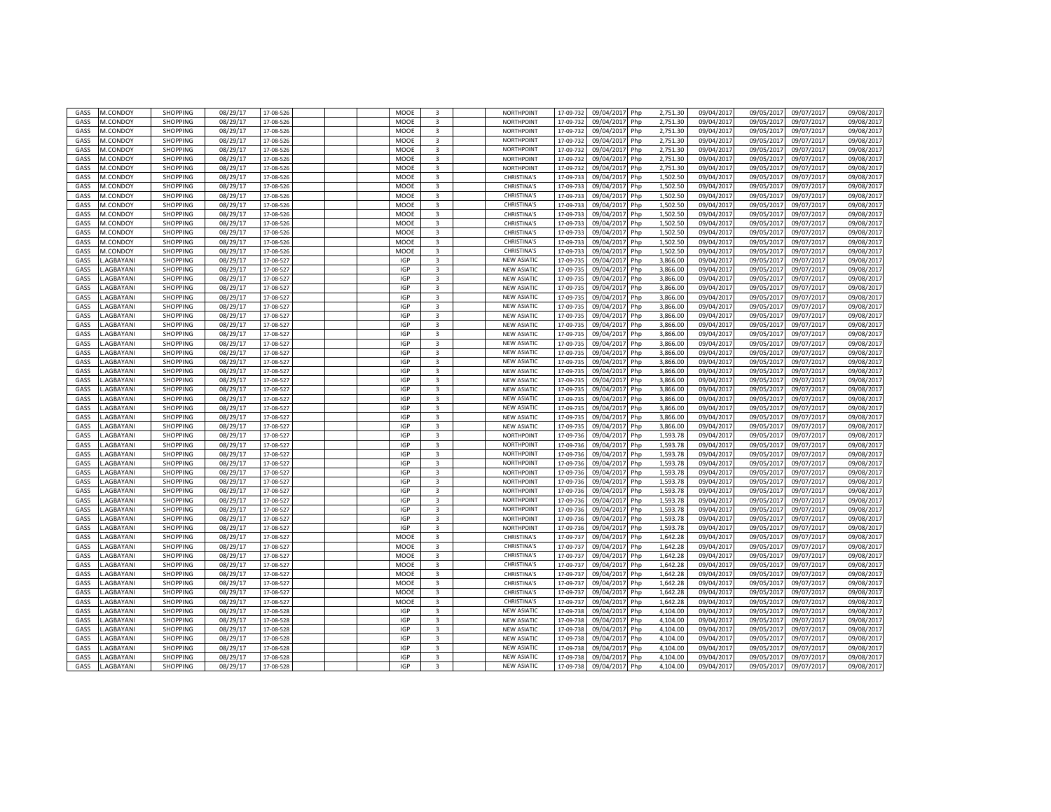| GASS | M.CONDOY | SHOPPING | 08/29/17 | 17-08-526 | | | MOOE | 3 | | NORTHPOINT | 17-09-732 | 09/04/2017 | Php | 2,751.30 | 09/04/2017 | 09/05/2017 | 09/07/2017 | 09/08/2017 |
|---|---|---|---|---|---|---|---|---|---|---|---|---|---|---|---|---|---|---|
| GASS | M.CONDOY | SHOPPING | 08/29/17 | 17-08-526 | | | MOOE | 3 | | NORTHPOINT | 17-09-732 | 09/04/2017 | Php | 2,751.30 | 09/04/2017 | 09/05/2017 | 09/07/2017 | 09/08/2017 |
| GASS | M.CONDOY | SHOPPING | 08/29/17 | 17-08-526 | | | MOOE | 3 | | NORTHPOINT | 17-09-732 | 09/04/2017 | Php | 2,751.30 | 09/04/2017 | 09/05/2017 | 09/07/2017 | 09/08/2017 |
| GASS | M.CONDOY | SHOPPING | 08/29/17 | 17-08-526 | | | MOOE | 3 | | NORTHPOINT | 17-09-732 | 09/04/2017 | Php | 2,751.30 | 09/04/2017 | 09/05/2017 | 09/07/2017 | 09/08/2017 |
| GASS | M.CONDOY | SHOPPING | 08/29/17 | 17-08-526 | | | MOOE | 3 | | NORTHPOINT | 17-09-732 | 09/04/2017 | Php | 2,751.30 | 09/04/2017 | 09/05/2017 | 09/07/2017 | 09/08/2017 |
| GASS | M.CONDOY | SHOPPING | 08/29/17 | 17-08-526 | | | MOOE | 3 | | NORTHPOINT | 17-09-732 | 09/04/2017 | Php | 2,751.30 | 09/04/2017 | 09/05/2017 | 09/07/2017 | 09/08/2017 |
| GASS | M.CONDOY | SHOPPING | 08/29/17 | 17-08-526 | | | MOOE | 3 | | NORTHPOINT | 17-09-732 | 09/04/2017 | Php | 2,751.30 | 09/04/2017 | 09/05/2017 | 09/07/2017 | 09/08/2017 |
| GASS | M.CONDOY | SHOPPING | 08/29/17 | 17-08-526 | | | MOOE | 3 | | CHRISTINA'S | 17-09-733 | 09/04/2017 | Php | 1,502.50 | 09/04/2017 | 09/05/2017 | 09/07/2017 | 09/08/2017 |
| GASS | M.CONDOY | SHOPPING | 08/29/17 | 17-08-526 | | | MOOE | 3 | | CHRISTINA'S | 17-09-733 | 09/04/2017 | Php | 1,502.50 | 09/04/2017 | 09/05/2017 | 09/07/2017 | 09/08/2017 |
| GASS | M.CONDOY | SHOPPING | 08/29/17 | 17-08-526 | | | MOOE | 3 | | CHRISTINA'S | 17-09-733 | 09/04/2017 | Php | 1,502.50 | 09/04/2017 | 09/05/2017 | 09/07/2017 | 09/08/2017 |
| GASS | M.CONDOY | SHOPPING | 08/29/17 | 17-08-526 | | | MOOE | 3 | | CHRISTINA'S | 17-09-733 | 09/04/2017 | Php | 1,502.50 | 09/04/2017 | 09/05/2017 | 09/07/2017 | 09/08/2017 |
| GASS | M.CONDOY | SHOPPING | 08/29/17 | 17-08-526 | | | MOOE | 3 | | CHRISTINA'S | 17-09-733 | 09/04/2017 | Php | 1,502.50 | 09/04/2017 | 09/05/2017 | 09/07/2017 | 09/08/2017 |
| GASS | M.CONDOY | SHOPPING | 08/29/17 | 17-08-526 | | | MOOE | 3 | | CHRISTINA'S | 17-09-733 | 09/04/2017 | Php | 1,502.50 | 09/04/2017 | 09/05/2017 | 09/07/2017 | 09/08/2017 |
| GASS | M.CONDOY | SHOPPING | 08/29/17 | 17-08-526 | | | MOOE | 3 | | CHRISTINA'S | 17-09-733 | 09/04/2017 | Php | 1,502.50 | 09/04/2017 | 09/05/2017 | 09/07/2017 | 09/08/2017 |
| GASS | M.CONDOY | SHOPPING | 08/29/17 | 17-08-526 | | | MOOE | 3 | | CHRISTINA'S | 17-09-733 | 09/04/2017 | Php | 1,502.50 | 09/04/2017 | 09/05/2017 | 09/07/2017 | 09/08/2017 |
| GASS | M.CONDOY | SHOPPING | 08/29/17 | 17-08-526 | | | MOOE | 3 | | CHRISTINA'S | 17-09-733 | 09/04/2017 | Php | 1,502.50 | 09/04/2017 | 09/05/2017 | 09/07/2017 | 09/08/2017 |
| GASS | L.AGBAYANI | SHOPPING | 08/29/17 | 17-08-527 | | | IGP | 3 | | NEW ASIATIC | 17-09-735 | 09/04/2017 | Php | 3,866.00 | 09/04/2017 | 09/05/2017 | 09/07/2017 | 09/08/2017 |
| GASS | L.AGBAYANI | SHOPPING | 08/29/17 | 17-08-527 | | | IGP | 3 | | NEW ASIATIC | 17-09-735 | 09/04/2017 | Php | 3,866.00 | 09/04/2017 | 09/05/2017 | 09/07/2017 | 09/08/2017 |
| GASS | L.AGBAYANI | SHOPPING | 08/29/17 | 17-08-527 | | | IGP | 3 | | NEW ASIATIC | 17-09-735 | 09/04/2017 | Php | 3,866.00 | 09/04/2017 | 09/05/2017 | 09/07/2017 | 09/08/2017 |
| GASS | L.AGBAYANI | SHOPPING | 08/29/17 | 17-08-527 | | | IGP | 3 | | NEW ASIATIC | 17-09-735 | 09/04/2017 | Php | 3,866.00 | 09/04/2017 | 09/05/2017 | 09/07/2017 | 09/08/2017 |
| GASS | L.AGBAYANI | SHOPPING | 08/29/17 | 17-08-527 | | | IGP | 3 | | NEW ASIATIC | 17-09-735 | 09/04/2017 | Php | 3,866.00 | 09/04/2017 | 09/05/2017 | 09/07/2017 | 09/08/2017 |
| GASS | L.AGBAYANI | SHOPPING | 08/29/17 | 17-08-527 | | | IGP | 3 | | NEW ASIATIC | 17-09-735 | 09/04/2017 | Php | 3,866.00 | 09/04/2017 | 09/05/2017 | 09/07/2017 | 09/08/2017 |
| GASS | L.AGBAYANI | SHOPPING | 08/29/17 | 17-08-527 | | | IGP | 3 | | NEW ASIATIC | 17-09-735 | 09/04/2017 | Php | 3,866.00 | 09/04/2017 | 09/05/2017 | 09/07/2017 | 09/08/2017 |
| GASS | L.AGBAYANI | SHOPPING | 08/29/17 | 17-08-527 | | | IGP | 3 | | NEW ASIATIC | 17-09-735 | 09/04/2017 | Php | 3,866.00 | 09/04/2017 | 09/05/2017 | 09/07/2017 | 09/08/2017 |
| GASS | L.AGBAYANI | SHOPPING | 08/29/17 | 17-08-527 | | | IGP | 3 | | NEW ASIATIC | 17-09-735 | 09/04/2017 | Php | 3,866.00 | 09/04/2017 | 09/05/2017 | 09/07/2017 | 09/08/2017 |
| GASS | L.AGBAYANI | SHOPPING | 08/29/17 | 17-08-527 | | | IGP | 3 | | NEW ASIATIC | 17-09-735 | 09/04/2017 | Php | 3,866.00 | 09/04/2017 | 09/05/2017 | 09/07/2017 | 09/08/2017 |
| GASS | L.AGBAYANI | SHOPPING | 08/29/17 | 17-08-527 | | | IGP | 3 | | NEW ASIATIC | 17-09-735 | 09/04/2017 | Php | 3,866.00 | 09/04/2017 | 09/05/2017 | 09/07/2017 | 09/08/2017 |
| GASS | L.AGBAYANI | SHOPPING | 08/29/17 | 17-08-527 | | | IGP | 3 | | NEW ASIATIC | 17-09-735 | 09/04/2017 | Php | 3,866.00 | 09/04/2017 | 09/05/2017 | 09/07/2017 | 09/08/2017 |
| GASS | L.AGBAYANI | SHOPPING | 08/29/17 | 17-08-527 | | | IGP | 3 | | NEW ASIATIC | 17-09-735 | 09/04/2017 | Php | 3,866.00 | 09/04/2017 | 09/05/2017 | 09/07/2017 | 09/08/2017 |
| GASS | L.AGBAYANI | SHOPPING | 08/29/17 | 17-08-527 | | | IGP | 3 | | NEW ASIATIC | 17-09-735 | 09/04/2017 | Php | 3,866.00 | 09/04/2017 | 09/05/2017 | 09/07/2017 | 09/08/2017 |
| GASS | L.AGBAYANI | SHOPPING | 08/29/17 | 17-08-527 | | | IGP | 3 | | NEW ASIATIC | 17-09-735 | 09/04/2017 | Php | 3,866.00 | 09/04/2017 | 09/05/2017 | 09/07/2017 | 09/08/2017 |
| GASS | L.AGBAYANI | SHOPPING | 08/29/17 | 17-08-527 | | | IGP | 3 | | NEW ASIATIC | 17-09-735 | 09/04/2017 | Php | 3,866.00 | 09/04/2017 | 09/05/2017 | 09/07/2017 | 09/08/2017 |
| GASS | L.AGBAYANI | SHOPPING | 08/29/17 | 17-08-527 | | | IGP | 3 | | NEW ASIATIC | 17-09-735 | 09/04/2017 | Php | 3,866.00 | 09/04/2017 | 09/05/2017 | 09/07/2017 | 09/08/2017 |
| GASS | L.AGBAYANI | SHOPPING | 08/29/17 | 17-08-527 | | | IGP | 3 | | NEW ASIATIC | 17-09-735 | 09/04/2017 | Php | 3,866.00 | 09/04/2017 | 09/05/2017 | 09/07/2017 | 09/08/2017 |
| GASS | L.AGBAYANI | SHOPPING | 08/29/17 | 17-08-527 | | | IGP | 3 | | NORTHPOINT | 17-09-736 | 09/04/2017 | Php | 1,593.78 | 09/04/2017 | 09/05/2017 | 09/07/2017 | 09/08/2017 |
| GASS | L.AGBAYANI | SHOPPING | 08/29/17 | 17-08-527 | | | IGP | 3 | | NORTHPOINT | 17-09-736 | 09/04/2017 | Php | 1,593.78 | 09/04/2017 | 09/05/2017 | 09/07/2017 | 09/08/2017 |
| GASS | L.AGBAYANI | SHOPPING | 08/29/17 | 17-08-527 | | | IGP | 3 | | NORTHPOINT | 17-09-736 | 09/04/2017 | Php | 1,593.78 | 09/04/2017 | 09/05/2017 | 09/07/2017 | 09/08/2017 |
| GASS | L.AGBAYANI | SHOPPING | 08/29/17 | 17-08-527 | | | IGP | 3 | | NORTHPOINT | 17-09-736 | 09/04/2017 | Php | 1,593.78 | 09/04/2017 | 09/05/2017 | 09/07/2017 | 09/08/2017 |
| GASS | L.AGBAYANI | SHOPPING | 08/29/17 | 17-08-527 | | | IGP | 3 | | NORTHPOINT | 17-09-736 | 09/04/2017 | Php | 1,593.78 | 09/04/2017 | 09/05/2017 | 09/07/2017 | 09/08/2017 |
| GASS | L.AGBAYANI | SHOPPING | 08/29/17 | 17-08-527 | | | IGP | 3 | | NORTHPOINT | 17-09-736 | 09/04/2017 | Php | 1,593.78 | 09/04/2017 | 09/05/2017 | 09/07/2017 | 09/08/2017 |
| GASS | L.AGBAYANI | SHOPPING | 08/29/17 | 17-08-527 | | | IGP | 3 | | NORTHPOINT | 17-09-736 | 09/04/2017 | Php | 1,593.78 | 09/04/2017 | 09/05/2017 | 09/07/2017 | 09/08/2017 |
| GASS | L.AGBAYANI | SHOPPING | 08/29/17 | 17-08-527 | | | IGP | 3 | | NORTHPOINT | 17-09-736 | 09/04/2017 | Php | 1,593.78 | 09/04/2017 | 09/05/2017 | 09/07/2017 | 09/08/2017 |
| GASS | L.AGBAYANI | SHOPPING | 08/29/17 | 17-08-527 | | | IGP | 3 | | NORTHPOINT | 17-09-736 | 09/04/2017 | Php | 1,593.78 | 09/04/2017 | 09/05/2017 | 09/07/2017 | 09/08/2017 |
| GASS | L.AGBAYANI | SHOPPING | 08/29/17 | 17-08-527 | | | IGP | 3 | | NORTHPOINT | 17-09-736 | 09/04/2017 | Php | 1,593.78 | 09/04/2017 | 09/05/2017 | 09/07/2017 | 09/08/2017 |
| GASS | L.AGBAYANI | SHOPPING | 08/29/17 | 17-08-527 | | | IGP | 3 | | NORTHPOINT | 17-09-736 | 09/04/2017 | Php | 1,593.78 | 09/04/2017 | 09/05/2017 | 09/07/2017 | 09/08/2017 |
| GASS | L.AGBAYANI | SHOPPING | 08/29/17 | 17-08-527 | | | MOOE | 3 | | CHRISTINA'S | 17-09-737 | 09/04/2017 | Php | 1,642.28 | 09/04/2017 | 09/05/2017 | 09/07/2017 | 09/08/2017 |
| GASS | L.AGBAYANI | SHOPPING | 08/29/17 | 17-08-527 | | | MOOE | 3 | | CHRISTINA'S | 17-09-737 | 09/04/2017 | Php | 1,642.28 | 09/04/2017 | 09/05/2017 | 09/07/2017 | 09/08/2017 |
| GASS | L.AGBAYANI | SHOPPING | 08/29/17 | 17-08-527 | | | MOOE | 3 | | CHRISTINA'S | 17-09-737 | 09/04/2017 | Php | 1,642.28 | 09/04/2017 | 09/05/2017 | 09/07/2017 | 09/08/2017 |
| GASS | L.AGBAYANI | SHOPPING | 08/29/17 | 17-08-527 | | | MOOE | 3 | | CHRISTINA'S | 17-09-737 | 09/04/2017 | Php | 1,642.28 | 09/04/2017 | 09/05/2017 | 09/07/2017 | 09/08/2017 |
| GASS | L.AGBAYANI | SHOPPING | 08/29/17 | 17-08-527 | | | MOOE | 3 | | CHRISTINA'S | 17-09-737 | 09/04/2017 | Php | 1,642.28 | 09/04/2017 | 09/05/2017 | 09/07/2017 | 09/08/2017 |
| GASS | L.AGBAYANI | SHOPPING | 08/29/17 | 17-08-527 | | | MOOE | 3 | | CHRISTINA'S | 17-09-737 | 09/04/2017 | Php | 1,642.28 | 09/04/2017 | 09/05/2017 | 09/07/2017 | 09/08/2017 |
| GASS | L.AGBAYANI | SHOPPING | 08/29/17 | 17-08-527 | | | MOOE | 3 | | CHRISTINA'S | 17-09-737 | 09/04/2017 | Php | 1,642.28 | 09/04/2017 | 09/05/2017 | 09/07/2017 | 09/08/2017 |
| GASS | L.AGBAYANI | SHOPPING | 08/29/17 | 17-08-527 | | | MOOE | 3 | | CHRISTINA'S | 17-09-737 | 09/04/2017 | Php | 1,642.28 | 09/04/2017 | 09/05/2017 | 09/07/2017 | 09/08/2017 |
| GASS | L.AGBAYANI | SHOPPING | 08/29/17 | 17-08-528 | | | IGP | 3 | | NEW ASIATIC | 17-09-738 | 09/04/2017 | Php | 4,104.00 | 09/04/2017 | 09/05/2017 | 09/07/2017 | 09/08/2017 |
| GASS | L.AGBAYANI | SHOPPING | 08/29/17 | 17-08-528 | | | IGP | 3 | | NEW ASIATIC | 17-09-738 | 09/04/2017 | Php | 4,104.00 | 09/04/2017 | 09/05/2017 | 09/07/2017 | 09/08/2017 |
| GASS | L.AGBAYANI | SHOPPING | 08/29/17 | 17-08-528 | | | IGP | 3 | | NEW ASIATIC | 17-09-738 | 09/04/2017 | Php | 4,104.00 | 09/04/2017 | 09/05/2017 | 09/07/2017 | 09/08/2017 |
| GASS | L.AGBAYANI | SHOPPING | 08/29/17 | 17-08-528 | | | IGP | 3 | | NEW ASIATIC | 17-09-738 | 09/04/2017 | Php | 4,104.00 | 09/04/2017 | 09/05/2017 | 09/07/2017 | 09/08/2017 |
| GASS | L.AGBAYANI | SHOPPING | 08/29/17 | 17-08-528 | | | IGP | 3 | | NEW ASIATIC | 17-09-738 | 09/04/2017 | Php | 4,104.00 | 09/04/2017 | 09/05/2017 | 09/07/2017 | 09/08/2017 |
| GASS | L.AGBAYANI | SHOPPING | 08/29/17 | 17-08-528 | | | IGP | 3 | | NEW ASIATIC | 17-09-738 | 09/04/2017 | Php | 4,104.00 | 09/04/2017 | 09/05/2017 | 09/07/2017 | 09/08/2017 |
| GASS | L.AGBAYANI | SHOPPING | 08/29/17 | 17-08-528 | | | IGP | 3 | | NEW ASIATIC | 17-09-738 | 09/04/2017 | Php | 4,104.00 | 09/04/2017 | 09/05/2017 | 09/07/2017 | 09/08/2017 |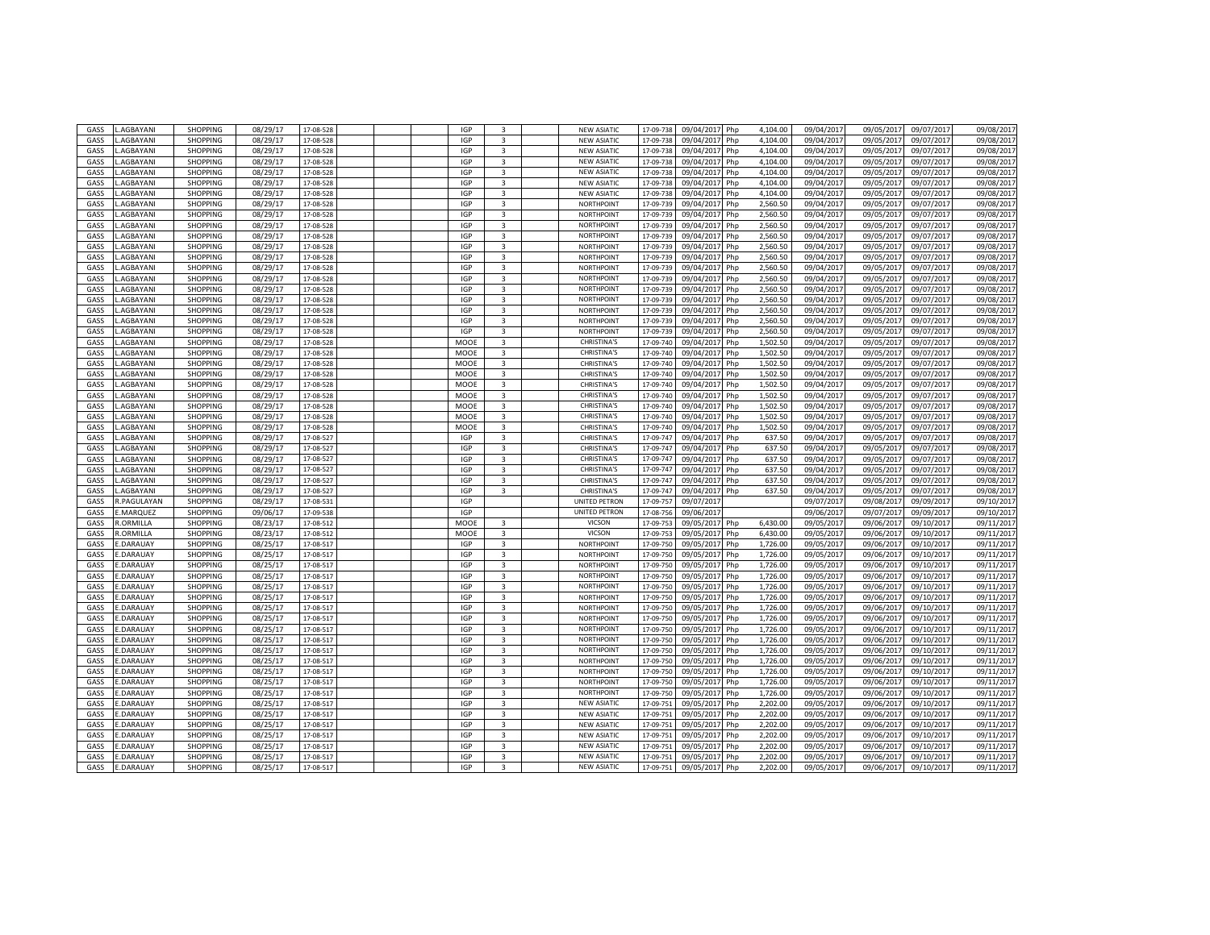| | | | | | | | | | | | | | | | | | | |
|---|---|---|---|---|---|---|---|---|---|---|---|---|---|---|---|---|---|---|
| GASS | L.AGBAYANI | SHOPPING | 08/29/17 | 17-08-528 | | | IGP | 3 | | NEW ASIATIC | 17-09-738 | 09/04/2017 | Php | 4,104.00 | 09/04/2017 | 09/05/2017 | 09/07/2017 | 09/08/2017 |
| GASS | L.AGBAYANI | SHOPPING | 08/29/17 | 17-08-528 | | | IGP | 3 | | NEW ASIATIC | 17-09-738 | 09/04/2017 | Php | 4,104.00 | 09/04/2017 | 09/05/2017 | 09/07/2017 | 09/08/2017 |
| GASS | L.AGBAYANI | SHOPPING | 08/29/17 | 17-08-528 | | | IGP | 3 | | NEW ASIATIC | 17-09-738 | 09/04/2017 | Php | 4,104.00 | 09/04/2017 | 09/05/2017 | 09/07/2017 | 09/08/2017 |
| GASS | L.AGBAYANI | SHOPPING | 08/29/17 | 17-08-528 | | | IGP | 3 | | NEW ASIATIC | 17-09-738 | 09/04/2017 | Php | 4,104.00 | 09/04/2017 | 09/05/2017 | 09/07/2017 | 09/08/2017 |
| GASS | L.AGBAYANI | SHOPPING | 08/29/17 | 17-08-528 | | | IGP | 3 | | NEW ASIATIC | 17-09-738 | 09/04/2017 | Php | 4,104.00 | 09/04/2017 | 09/05/2017 | 09/07/2017 | 09/08/2017 |
| GASS | L.AGBAYANI | SHOPPING | 08/29/17 | 17-08-528 | | | IGP | 3 | | NEW ASIATIC | 17-09-738 | 09/04/2017 | Php | 4,104.00 | 09/04/2017 | 09/05/2017 | 09/07/2017 | 09/08/2017 |
| GASS | L.AGBAYANI | SHOPPING | 08/29/17 | 17-08-528 | | | IGP | 3 | | NEW ASIATIC | 17-09-738 | 09/04/2017 | Php | 4,104.00 | 09/04/2017 | 09/05/2017 | 09/07/2017 | 09/08/2017 |
| GASS | L.AGBAYANI | SHOPPING | 08/29/17 | 17-08-528 | | | IGP | 3 | | NORTHPOINT | 17-09-739 | 09/04/2017 | Php | 2,560.50 | 09/04/2017 | 09/05/2017 | 09/07/2017 | 09/08/2017 |
| GASS | L.AGBAYANI | SHOPPING | 08/29/17 | 17-08-528 | | | IGP | 3 | | NORTHPOINT | 17-09-739 | 09/04/2017 | Php | 2,560.50 | 09/04/2017 | 09/05/2017 | 09/07/2017 | 09/08/2017 |
| GASS | L.AGBAYANI | SHOPPING | 08/29/17 | 17-08-528 | | | IGP | 3 | | NORTHPOINT | 17-09-739 | 09/04/2017 | Php | 2,560.50 | 09/04/2017 | 09/05/2017 | 09/07/2017 | 09/08/2017 |
| GASS | L.AGBAYANI | SHOPPING | 08/29/17 | 17-08-528 | | | IGP | 3 | | NORTHPOINT | 17-09-739 | 09/04/2017 | Php | 2,560.50 | 09/04/2017 | 09/05/2017 | 09/07/2017 | 09/08/2017 |
| GASS | L.AGBAYANI | SHOPPING | 08/29/17 | 17-08-528 | | | IGP | 3 | | NORTHPOINT | 17-09-739 | 09/04/2017 | Php | 2,560.50 | 09/04/2017 | 09/05/2017 | 09/07/2017 | 09/08/2017 |
| GASS | L.AGBAYANI | SHOPPING | 08/29/17 | 17-08-528 | | | IGP | 3 | | NORTHPOINT | 17-09-739 | 09/04/2017 | Php | 2,560.50 | 09/04/2017 | 09/05/2017 | 09/07/2017 | 09/08/2017 |
| GASS | L.AGBAYANI | SHOPPING | 08/29/17 | 17-08-528 | | | IGP | 3 | | NORTHPOINT | 17-09-739 | 09/04/2017 | Php | 2,560.50 | 09/04/2017 | 09/05/2017 | 09/07/2017 | 09/08/2017 |
| GASS | L.AGBAYANI | SHOPPING | 08/29/17 | 17-08-528 | | | IGP | 3 | | NORTHPOINT | 17-09-739 | 09/04/2017 | Php | 2,560.50 | 09/04/2017 | 09/05/2017 | 09/07/2017 | 09/08/2017 |
| GASS | L.AGBAYANI | SHOPPING | 08/29/17 | 17-08-528 | | | IGP | 3 | | NORTHPOINT | 17-09-739 | 09/04/2017 | Php | 2,560.50 | 09/04/2017 | 09/05/2017 | 09/07/2017 | 09/08/2017 |
| GASS | L.AGBAYANI | SHOPPING | 08/29/17 | 17-08-528 | | | IGP | 3 | | NORTHPOINT | 17-09-739 | 09/04/2017 | Php | 2,560.50 | 09/04/2017 | 09/05/2017 | 09/07/2017 | 09/08/2017 |
| GASS | L.AGBAYANI | SHOPPING | 08/29/17 | 17-08-528 | | | IGP | 3 | | NORTHPOINT | 17-09-739 | 09/04/2017 | Php | 2,560.50 | 09/04/2017 | 09/05/2017 | 09/07/2017 | 09/08/2017 |
| GASS | L.AGBAYANI | SHOPPING | 08/29/17 | 17-08-528 | | | IGP | 3 | | NORTHPOINT | 17-09-739 | 09/04/2017 | Php | 2,560.50 | 09/04/2017 | 09/05/2017 | 09/07/2017 | 09/08/2017 |
| GASS | L.AGBAYANI | SHOPPING | 08/29/17 | 17-08-528 | | | IGP | 3 | | NORTHPOINT | 17-09-739 | 09/04/2017 | Php | 2,560.50 | 09/04/2017 | 09/05/2017 | 09/07/2017 | 09/08/2017 |
| GASS | L.AGBAYANI | SHOPPING | 08/29/17 | 17-08-528 | | | MOOE | 3 | | CHRISTINA'S | 17-09-740 | 09/04/2017 | Php | 1,502.50 | 09/04/2017 | 09/05/2017 | 09/07/2017 | 09/08/2017 |
| GASS | L.AGBAYANI | SHOPPING | 08/29/17 | 17-08-528 | | | MOOE | 3 | | CHRISTINA'S | 17-09-740 | 09/04/2017 | Php | 1,502.50 | 09/04/2017 | 09/05/2017 | 09/07/2017 | 09/08/2017 |
| GASS | L.AGBAYANI | SHOPPING | 08/29/17 | 17-08-528 | | | MOOE | 3 | | CHRISTINA'S | 17-09-740 | 09/04/2017 | Php | 1,502.50 | 09/04/2017 | 09/05/2017 | 09/07/2017 | 09/08/2017 |
| GASS | L.AGBAYANI | SHOPPING | 08/29/17 | 17-08-528 | | | MOOE | 3 | | CHRISTINA'S | 17-09-740 | 09/04/2017 | Php | 1,502.50 | 09/04/2017 | 09/05/2017 | 09/07/2017 | 09/08/2017 |
| GASS | L.AGBAYANI | SHOPPING | 08/29/17 | 17-08-528 | | | MOOE | 3 | | CHRISTINA'S | 17-09-740 | 09/04/2017 | Php | 1,502.50 | 09/04/2017 | 09/05/2017 | 09/07/2017 | 09/08/2017 |
| GASS | L.AGBAYANI | SHOPPING | 08/29/17 | 17-08-528 | | | MOOE | 3 | | CHRISTINA'S | 17-09-740 | 09/04/2017 | Php | 1,502.50 | 09/04/2017 | 09/05/2017 | 09/07/2017 | 09/08/2017 |
| GASS | L.AGBAYANI | SHOPPING | 08/29/17 | 17-08-528 | | | MOOE | 3 | | CHRISTINA'S | 17-09-740 | 09/04/2017 | Php | 1,502.50 | 09/04/2017 | 09/05/2017 | 09/07/2017 | 09/08/2017 |
| GASS | L.AGBAYANI | SHOPPING | 08/29/17 | 17-08-528 | | | MOOE | 3 | | CHRISTINA'S | 17-09-740 | 09/04/2017 | Php | 1,502.50 | 09/04/2017 | 09/05/2017 | 09/07/2017 | 09/08/2017 |
| GASS | L.AGBAYANI | SHOPPING | 08/29/17 | 17-08-528 | | | MOOE | 3 | | CHRISTINA'S | 17-09-740 | 09/04/2017 | Php | 1,502.50 | 09/04/2017 | 09/05/2017 | 09/07/2017 | 09/08/2017 |
| GASS | L.AGBAYANI | SHOPPING | 08/29/17 | 17-08-527 | | | IGP | 3 | | CHRISTINA'S | 17-09-747 | 09/04/2017 | Php | 637.50 | 09/04/2017 | 09/05/2017 | 09/07/2017 | 09/08/2017 |
| GASS | L.AGBAYANI | SHOPPING | 08/29/17 | 17-08-527 | | | IGP | 3 | | CHRISTINA'S | 17-09-747 | 09/04/2017 | Php | 637.50 | 09/04/2017 | 09/05/2017 | 09/07/2017 | 09/08/2017 |
| GASS | L.AGBAYANI | SHOPPING | 08/29/17 | 17-08-527 | | | IGP | 3 | | CHRISTINA'S | 17-09-747 | 09/04/2017 | Php | 637.50 | 09/04/2017 | 09/05/2017 | 09/07/2017 | 09/08/2017 |
| GASS | L.AGBAYANI | SHOPPING | 08/29/17 | 17-08-527 | | | IGP | 3 | | CHRISTINA'S | 17-09-747 | 09/04/2017 | Php | 637.50 | 09/04/2017 | 09/05/2017 | 09/07/2017 | 09/08/2017 |
| GASS | L.AGBAYANI | SHOPPING | 08/29/17 | 17-08-527 | | | IGP | 3 | | CHRISTINA'S | 17-09-747 | 09/04/2017 | Php | 637.50 | 09/04/2017 | 09/05/2017 | 09/07/2017 | 09/08/2017 |
| GASS | L.AGBAYANI | SHOPPING | 08/29/17 | 17-08-527 | | | IGP | 3 | | CHRISTINA'S | 17-09-747 | 09/04/2017 | Php | 637.50 | 09/04/2017 | 09/05/2017 | 09/07/2017 | 09/08/2017 |
| GASS | R.PAGULAYAN | SHOPPING | 08/29/17 | 17-08-531 | | | IGP | | | UNITED PETRON | 17-09-757 | 09/07/2017 | | | 09/07/2017 | 09/08/2017 | 09/09/2017 | 09/10/2017 |
| GASS | E.MARQUEZ | SHOPPING | 09/06/17 | 17-09-538 | | | IGP | | | UNITED PETRON | 17-08-756 | 09/06/2017 | | | 09/06/2017 | 09/07/2017 | 09/09/2017 | 09/10/2017 |
| GASS | R.ORMILLA | SHOPPING | 08/23/17 | 17-08-512 | | | MOOE | 3 | | VICSON | 17-09-753 | 09/05/2017 | Php | 6,430.00 | 09/05/2017 | 09/06/2017 | 09/10/2017 | 09/11/2017 |
| GASS | R.ORMILLA | SHOPPING | 08/23/17 | 17-08-512 | | | MOOE | 3 | | VICSON | 17-09-753 | 09/05/2017 | Php | 6,430.00 | 09/05/2017 | 09/06/2017 | 09/10/2017 | 09/11/2017 |
| GASS | E.DARAUAY | SHOPPING | 08/25/17 | 17-08-517 | | | IGP | 3 | | NORTHPOINT | 17-09-750 | 09/05/2017 | Php | 1,726.00 | 09/05/2017 | 09/06/2017 | 09/10/2017 | 09/11/2017 |
| GASS | E.DARAUAY | SHOPPING | 08/25/17 | 17-08-517 | | | IGP | 3 | | NORTHPOINT | 17-09-750 | 09/05/2017 | Php | 1,726.00 | 09/05/2017 | 09/06/2017 | 09/10/2017 | 09/11/2017 |
| GASS | E.DARAUAY | SHOPPING | 08/25/17 | 17-08-517 | | | IGP | 3 | | NORTHPOINT | 17-09-750 | 09/05/2017 | Php | 1,726.00 | 09/05/2017 | 09/06/2017 | 09/10/2017 | 09/11/2017 |
| GASS | E.DARAUAY | SHOPPING | 08/25/17 | 17-08-517 | | | IGP | 3 | | NORTHPOINT | 17-09-750 | 09/05/2017 | Php | 1,726.00 | 09/05/2017 | 09/06/2017 | 09/10/2017 | 09/11/2017 |
| GASS | E.DARAUAY | SHOPPING | 08/25/17 | 17-08-517 | | | IGP | 3 | | NORTHPOINT | 17-09-750 | 09/05/2017 | Php | 1,726.00 | 09/05/2017 | 09/06/2017 | 09/10/2017 | 09/11/2017 |
| GASS | E.DARAUAY | SHOPPING | 08/25/17 | 17-08-517 | | | IGP | 3 | | NORTHPOINT | 17-09-750 | 09/05/2017 | Php | 1,726.00 | 09/05/2017 | 09/06/2017 | 09/10/2017 | 09/11/2017 |
| GASS | E.DARAUAY | SHOPPING | 08/25/17 | 17-08-517 | | | IGP | 3 | | NORTHPOINT | 17-09-750 | 09/05/2017 | Php | 1,726.00 | 09/05/2017 | 09/06/2017 | 09/10/2017 | 09/11/2017 |
| GASS | E.DARAUAY | SHOPPING | 08/25/17 | 17-08-517 | | | IGP | 3 | | NORTHPOINT | 17-09-750 | 09/05/2017 | Php | 1,726.00 | 09/05/2017 | 09/06/2017 | 09/10/2017 | 09/11/2017 |
| GASS | E.DARAUAY | SHOPPING | 08/25/17 | 17-08-517 | | | IGP | 3 | | NORTHPOINT | 17-09-750 | 09/05/2017 | Php | 1,726.00 | 09/05/2017 | 09/06/2017 | 09/10/2017 | 09/11/2017 |
| GASS | E.DARAUAY | SHOPPING | 08/25/17 | 17-08-517 | | | IGP | 3 | | NORTHPOINT | 17-09-750 | 09/05/2017 | Php | 1,726.00 | 09/05/2017 | 09/06/2017 | 09/10/2017 | 09/11/2017 |
| GASS | E.DARAUAY | SHOPPING | 08/25/17 | 17-08-517 | | | IGP | 3 | | NORTHPOINT | 17-09-750 | 09/05/2017 | Php | 1,726.00 | 09/05/2017 | 09/06/2017 | 09/10/2017 | 09/11/2017 |
| GASS | E.DARAUAY | SHOPPING | 08/25/17 | 17-08-517 | | | IGP | 3 | | NORTHPOINT | 17-09-750 | 09/05/2017 | Php | 1,726.00 | 09/05/2017 | 09/06/2017 | 09/10/2017 | 09/11/2017 |
| GASS | E.DARAUAY | SHOPPING | 08/25/17 | 17-08-517 | | | IGP | 3 | | NORTHPOINT | 17-09-750 | 09/05/2017 | Php | 1,726.00 | 09/05/2017 | 09/06/2017 | 09/10/2017 | 09/11/2017 |
| GASS | E.DARAUAY | SHOPPING | 08/25/17 | 17-08-517 | | | IGP | 3 | | NORTHPOINT | 17-09-750 | 09/05/2017 | Php | 1,726.00 | 09/05/2017 | 09/06/2017 | 09/10/2017 | 09/11/2017 |
| GASS | E.DARAUAY | SHOPPING | 08/25/17 | 17-08-517 | | | IGP | 3 | | NEW ASIATIC | 17-09-751 | 09/05/2017 | Php | 2,202.00 | 09/05/2017 | 09/06/2017 | 09/10/2017 | 09/11/2017 |
| GASS | E.DARAUAY | SHOPPING | 08/25/17 | 17-08-517 | | | IGP | 3 | | NEW ASIATIC | 17-09-751 | 09/05/2017 | Php | 2,202.00 | 09/05/2017 | 09/06/2017 | 09/10/2017 | 09/11/2017 |
| GASS | E.DARAUAY | SHOPPING | 08/25/17 | 17-08-517 | | | IGP | 3 | | NEW ASIATIC | 17-09-751 | 09/05/2017 | Php | 2,202.00 | 09/05/2017 | 09/06/2017 | 09/10/2017 | 09/11/2017 |
| GASS | E.DARAUAY | SHOPPING | 08/25/17 | 17-08-517 | | | IGP | 3 | | NEW ASIATIC | 17-09-751 | 09/05/2017 | Php | 2,202.00 | 09/05/2017 | 09/06/2017 | 09/10/2017 | 09/11/2017 |
| GASS | E.DARAUAY | SHOPPING | 08/25/17 | 17-08-517 | | | IGP | 3 | | NEW ASIATIC | 17-09-751 | 09/05/2017 | Php | 2,202.00 | 09/05/2017 | 09/06/2017 | 09/10/2017 | 09/11/2017 |
| GASS | E.DARAUAY | SHOPPING | 08/25/17 | 17-08-517 | | | IGP | 3 | | NEW ASIATIC | 17-09-751 | 09/05/2017 | Php | 2,202.00 | 09/05/2017 | 09/06/2017 | 09/10/2017 | 09/11/2017 |
| GASS | E.DARAUAY | SHOPPING | 08/25/17 | 17-08-517 | | | IGP | 3 | | NEW ASIATIC | 17-09-751 | 09/05/2017 | Php | 2,202.00 | 09/05/2017 | 09/06/2017 | 09/10/2017 | 09/11/2017 |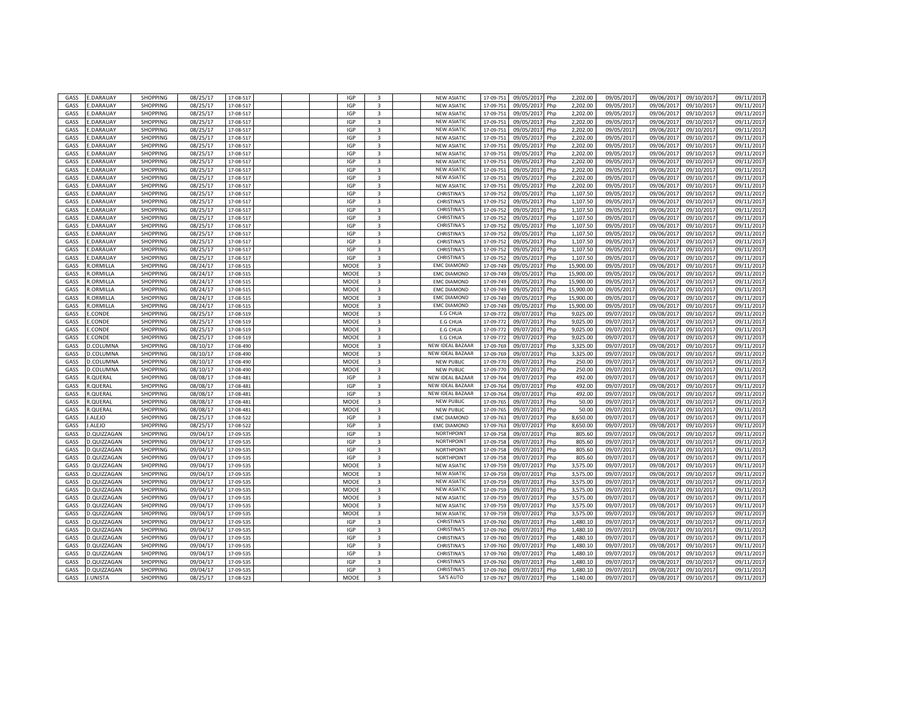| | | | | | | | | | | | | | | | | | | |
|---|---|---|---|---|---|---|---|---|---|---|---|---|---|---|---|---|---|---|
| GASS | E.DARAUAY | SHOPPING | 08/25/17 | 17-08-517 | | | IGP | 3 | | NEW ASIATIC | 17-09-751 | 09/05/2017 | Php | 2,202.00 | 09/05/2017 | 09/06/2017 | 09/10/2017 | 09/11/2017 |
| GASS | E.DARAUAY | SHOPPING | 08/25/17 | 17-08-517 | | | IGP | 3 | | NEW ASIATIC | 17-09-751 | 09/05/2017 | Php | 2,202.00 | 09/05/2017 | 09/06/2017 | 09/10/2017 | 09/11/2017 |
| GASS | E.DARAUAY | SHOPPING | 08/25/17 | 17-08-517 | | | IGP | 3 | | NEW ASIATIC | 17-09-751 | 09/05/2017 | Php | 2,202.00 | 09/05/2017 | 09/06/2017 | 09/10/2017 | 09/11/2017 |
| GASS | E.DARAUAY | SHOPPING | 08/25/17 | 17-08-517 | | | IGP | 3 | | NEW ASIATIC | 17-09-751 | 09/05/2017 | Php | 2,202.00 | 09/05/2017 | 09/06/2017 | 09/10/2017 | 09/11/2017 |
| GASS | E.DARAUAY | SHOPPING | 08/25/17 | 17-08-517 | | | IGP | 3 | | NEW ASIATIC | 17-09-751 | 09/05/2017 | Php | 2,202.00 | 09/05/2017 | 09/06/2017 | 09/10/2017 | 09/11/2017 |
| GASS | E.DARAUAY | SHOPPING | 08/25/17 | 17-08-517 | | | IGP | 3 | | NEW ASIATIC | 17-09-751 | 09/05/2017 | Php | 2,202.00 | 09/05/2017 | 09/06/2017 | 09/10/2017 | 09/11/2017 |
| GASS | E.DARAUAY | SHOPPING | 08/25/17 | 17-08-517 | | | IGP | 3 | | NEW ASIATIC | 17-09-751 | 09/05/2017 | Php | 2,202.00 | 09/05/2017 | 09/06/2017 | 09/10/2017 | 09/11/2017 |
| GASS | E.DARAUAY | SHOPPING | 08/25/17 | 17-08-517 | | | IGP | 3 | | NEW ASIATIC | 17-09-751 | 09/05/2017 | Php | 2,202.00 | 09/05/2017 | 09/06/2017 | 09/10/2017 | 09/11/2017 |
| GASS | E.DARAUAY | SHOPPING | 08/25/17 | 17-08-517 | | | IGP | 3 | | NEW ASIATIC | 17-09-751 | 09/05/2017 | Php | 2,202.00 | 09/05/2017 | 09/06/2017 | 09/10/2017 | 09/11/2017 |
| GASS | E.DARAUAY | SHOPPING | 08/25/17 | 17-08-517 | | | IGP | 3 | | NEW ASIATIC | 17-09-751 | 09/05/2017 | Php | 2,202.00 | 09/05/2017 | 09/06/2017 | 09/10/2017 | 09/11/2017 |
| GASS | E.DARAUAY | SHOPPING | 08/25/17 | 17-08-517 | | | IGP | 3 | | NEW ASIATIC | 17-09-751 | 09/05/2017 | Php | 2,202.00 | 09/05/2017 | 09/06/2017 | 09/10/2017 | 09/11/2017 |
| GASS | E.DARAUAY | SHOPPING | 08/25/17 | 17-08-517 | | | IGP | 3 | | NEW ASIATIC | 17-09-751 | 09/05/2017 | Php | 2,202.00 | 09/05/2017 | 09/06/2017 | 09/10/2017 | 09/11/2017 |
| GASS | E.DARAUAY | SHOPPING | 08/25/17 | 17-08-517 | | | IGP | 3 | | CHRISTINA'S | 17-09-752 | 09/05/2017 | Php | 1,107.50 | 09/05/2017 | 09/06/2017 | 09/10/2017 | 09/11/2017 |
| GASS | E.DARAUAY | SHOPPING | 08/25/17 | 17-08-517 | | | IGP | 3 | | CHRISTINA'S | 17-09-752 | 09/05/2017 | Php | 1,107.50 | 09/05/2017 | 09/06/2017 | 09/10/2017 | 09/11/2017 |
| GASS | E.DARAUAY | SHOPPING | 08/25/17 | 17-08-517 | | | IGP | 3 | | CHRISTINA'S | 17-09-752 | 09/05/2017 | Php | 1,107.50 | 09/05/2017 | 09/06/2017 | 09/10/2017 | 09/11/2017 |
| GASS | E.DARAUAY | SHOPPING | 08/25/17 | 17-08-517 | | | IGP | 3 | | CHRISTINA'S | 17-09-752 | 09/05/2017 | Php | 1,107.50 | 09/05/2017 | 09/06/2017 | 09/10/2017 | 09/11/2017 |
| GASS | E.DARAUAY | SHOPPING | 08/25/17 | 17-08-517 | | | IGP | 3 | | CHRISTINA'S | 17-09-752 | 09/05/2017 | Php | 1,107.50 | 09/05/2017 | 09/06/2017 | 09/10/2017 | 09/11/2017 |
| GASS | E.DARAUAY | SHOPPING | 08/25/17 | 17-08-517 | | | IGP | 3 | | CHRISTINA'S | 17-09-752 | 09/05/2017 | Php | 1,107.50 | 09/05/2017 | 09/06/2017 | 09/10/2017 | 09/11/2017 |
| GASS | E.DARAUAY | SHOPPING | 08/25/17 | 17-08-517 | | | IGP | 3 | | CHRISTINA'S | 17-09-752 | 09/05/2017 | Php | 1,107.50 | 09/05/2017 | 09/06/2017 | 09/10/2017 | 09/11/2017 |
| GASS | E.DARAUAY | SHOPPING | 08/25/17 | 17-08-517 | | | IGP | 3 | | CHRISTINA'S | 17-09-752 | 09/05/2017 | Php | 1,107.50 | 09/05/2017 | 09/06/2017 | 09/10/2017 | 09/11/2017 |
| GASS | E.DARAUAY | SHOPPING | 08/25/17 | 17-08-517 | | | IGP | 3 | | CHRISTINA'S | 17-09-752 | 09/05/2017 | Php | 1,107.50 | 09/05/2017 | 09/06/2017 | 09/10/2017 | 09/11/2017 |
| GASS | R.ORMILLA | SHOPPING | 08/24/17 | 17-08-515 | | | MOOE | 3 | | EMC DIAMOND | 17-09-749 | 09/05/2017 | Php | 15,900.00 | 09/05/2017 | 09/06/2017 | 09/10/2017 | 09/11/2017 |
| GASS | R.ORMILLA | SHOPPING | 08/24/17 | 17-08-515 | | | MOOE | 3 | | EMC DIAMOND | 17-09-749 | 09/05/2017 | Php | 15,900.00 | 09/05/2017 | 09/06/2017 | 09/10/2017 | 09/11/2017 |
| GASS | R.ORMILLA | SHOPPING | 08/24/17 | 17-08-515 | | | MOOE | 3 | | EMC DIAMOND | 17-09-749 | 09/05/2017 | Php | 15,900.00 | 09/05/2017 | 09/06/2017 | 09/10/2017 | 09/11/2017 |
| GASS | R.ORMILLA | SHOPPING | 08/24/17 | 17-08-515 | | | MOOE | 3 | | EMC DIAMOND | 17-09-749 | 09/05/2017 | Php | 15,900.00 | 09/05/2017 | 09/06/2017 | 09/10/2017 | 09/11/2017 |
| GASS | R.ORMILLA | SHOPPING | 08/24/17 | 17-08-515 | | | MOOE | 3 | | EMC DIAMOND | 17-09-749 | 09/05/2017 | Php | 15,900.00 | 09/05/2017 | 09/06/2017 | 09/10/2017 | 09/11/2017 |
| GASS | R.ORMILLA | SHOPPING | 08/24/17 | 17-08-515 | | | MOOE | 3 | | EMC DIAMOND | 17-09-749 | 09/05/2017 | Php | 15,900.00 | 09/05/2017 | 09/06/2017 | 09/10/2017 | 09/11/2017 |
| GASS | E.CONDE | SHOPPING | 08/25/17 | 17-08-519 | | | MOOE | 3 | | E.G CHUA | 17-09-772 | 09/07/2017 | Php | 9,025.00 | 09/07/2017 | 09/08/2017 | 09/10/2017 | 09/11/2017 |
| GASS | E.CONDE | SHOPPING | 08/25/17 | 17-08-519 | | | MOOE | 3 | | E.G CHUA | 17-09-772 | 09/07/2017 | Php | 9,025.00 | 09/07/2017 | 09/08/2017 | 09/10/2017 | 09/11/2017 |
| GASS | E.CONDE | SHOPPING | 08/25/17 | 17-08-519 | | | MOOE | 3 | | E.G CHUA | 17-09-772 | 09/07/2017 | Php | 9,025.00 | 09/07/2017 | 09/08/2017 | 09/10/2017 | 09/11/2017 |
| GASS | E.CONDE | SHOPPING | 08/25/17 | 17-08-519 | | | MOOE | 3 | | E.G CHUA | 17-09-772 | 09/07/2017 | Php | 9,025.00 | 09/07/2017 | 09/08/2017 | 09/10/2017 | 09/11/2017 |
| GASS | D.COLUMNA | SHOPPING | 08/10/17 | 17-08-490 | | | MOOE | 3 | | NEW IDEAL BAZAAR | 17-09-769 | 09/07/2017 | Php | 3,325.00 | 09/07/2017 | 09/08/2017 | 09/10/2017 | 09/11/2017 |
| GASS | D.COLUMNA | SHOPPING | 08/10/17 | 17-08-490 | | | MOOE | 3 | | NEW IDEAL BAZAAR | 17-09-769 | 09/07/2017 | Php | 3,325.00 | 09/07/2017 | 09/08/2017 | 09/10/2017 | 09/11/2017 |
| GASS | D.COLUMNA | SHOPPING | 08/10/17 | 17-08-490 | | | MOOE | 3 | | NEW PUBLIC | 17-09-770 | 09/07/2017 | Php | 250.00 | 09/07/2017 | 09/08/2017 | 09/10/2017 | 09/11/2017 |
| GASS | D.COLUMNA | SHOPPING | 08/10/17 | 17-08-490 | | | MOOE | 3 | | NEW PUBLIC | 17-09-770 | 09/07/2017 | Php | 250.00 | 09/07/2017 | 09/08/2017 | 09/10/2017 | 09/11/2017 |
| GASS | R.QUERAL | SHOPPING | 08/08/17 | 17-08-481 | | | IGP | 3 | | NEW IDEAL BAZAAR | 17-09-764 | 09/07/2017 | Php | 492.00 | 09/07/2017 | 09/08/2017 | 09/10/2017 | 09/11/2017 |
| GASS | R.QUERAL | SHOPPING | 08/08/17 | 17-08-481 | | | IGP | 3 | | NEW IDEAL BAZAAR | 17-09-764 | 09/07/2017 | Php | 492.00 | 09/07/2017 | 09/08/2017 | 09/10/2017 | 09/11/2017 |
| GASS | R.QUERAL | SHOPPING | 08/08/17 | 17-08-481 | | | IGP | 3 | | NEW IDEAL BAZAAR | 17-09-764 | 09/07/2017 | Php | 492.00 | 09/07/2017 | 09/08/2017 | 09/10/2017 | 09/11/2017 |
| GASS | R.QUERAL | SHOPPING | 08/08/17 | 17-08-481 | | | MOOE | 3 | | NEW PUBLIC | 17-09-765 | 09/07/2017 | Php | 50.00 | 09/07/2017 | 09/08/2017 | 09/10/2017 | 09/11/2017 |
| GASS | R.QUERAL | SHOPPING | 08/08/17 | 17-08-481 | | | MOOE | 3 | | NEW PUBLIC | 17-09-765 | 09/07/2017 | Php | 50.00 | 09/07/2017 | 09/08/2017 | 09/10/2017 | 09/11/2017 |
| GASS | J.ALEJO | SHOPPING | 08/25/17 | 17-08-522 | | | IGP | 3 | | EMC DIAMOND | 17-09-763 | 09/07/2017 | Php | 8,650.00 | 09/07/2017 | 09/08/2017 | 09/10/2017 | 09/11/2017 |
| GASS | J.ALEJO | SHOPPING | 08/25/17 | 17-08-522 | | | IGP | 3 | | EMC DIAMOND | 17-09-763 | 09/07/2017 | Php | 8,650.00 | 09/07/2017 | 09/08/2017 | 09/10/2017 | 09/11/2017 |
| GASS | D.QUIZZAGAN | SHOPPING | 09/04/17 | 17-09-535 | | | IGP | 3 | | NORTHPOINT | 17-09-758 | 09/07/2017 | Php | 805.60 | 09/07/2017 | 09/08/2017 | 09/10/2017 | 09/11/2017 |
| GASS | D.QUIZZAGAN | SHOPPING | 09/04/17 | 17-09-535 | | | IGP | 3 | | NORTHPOINT | 17-09-758 | 09/07/2017 | Php | 805.60 | 09/07/2017 | 09/08/2017 | 09/10/2017 | 09/11/2017 |
| GASS | D.QUIZZAGAN | SHOPPING | 09/04/17 | 17-09-535 | | | IGP | 3 | | NORTHPOINT | 17-09-758 | 09/07/2017 | Php | 805.60 | 09/07/2017 | 09/08/2017 | 09/10/2017 | 09/11/2017 |
| GASS | D.QUIZZAGAN | SHOPPING | 09/04/17 | 17-09-535 | | | IGP | 3 | | NORTHPOINT | 17-09-758 | 09/07/2017 | Php | 805.60 | 09/07/2017 | 09/08/2017 | 09/10/2017 | 09/11/2017 |
| GASS | D.QUIZZAGAN | SHOPPING | 09/04/17 | 17-09-535 | | | MOOE | 3 | | NEW ASIATIC | 17-09-759 | 09/07/2017 | Php | 3,575.00 | 09/07/2017 | 09/08/2017 | 09/10/2017 | 09/11/2017 |
| GASS | D.QUIZZAGAN | SHOPPING | 09/04/17 | 17-09-535 | | | MOOE | 3 | | NEW ASIATIC | 17-09-759 | 09/07/2017 | Php | 3,575.00 | 09/07/2017 | 09/08/2017 | 09/10/2017 | 09/11/2017 |
| GASS | D.QUIZZAGAN | SHOPPING | 09/04/17 | 17-09-535 | | | MOOE | 3 | | NEW ASIATIC | 17-09-759 | 09/07/2017 | Php | 3,575.00 | 09/07/2017 | 09/08/2017 | 09/10/2017 | 09/11/2017 |
| GASS | D.QUIZZAGAN | SHOPPING | 09/04/17 | 17-09-535 | | | MOOE | 3 | | NEW ASIATIC | 17-09-759 | 09/07/2017 | Php | 3,575.00 | 09/07/2017 | 09/08/2017 | 09/10/2017 | 09/11/2017 |
| GASS | D.QUIZZAGAN | SHOPPING | 09/04/17 | 17-09-535 | | | MOOE | 3 | | NEW ASIATIC | 17-09-759 | 09/07/2017 | Php | 3,575.00 | 09/07/2017 | 09/08/2017 | 09/10/2017 | 09/11/2017 |
| GASS | D.QUIZZAGAN | SHOPPING | 09/04/17 | 17-09-535 | | | MOOE | 3 | | NEW ASIATIC | 17-09-759 | 09/07/2017 | Php | 3,575.00 | 09/07/2017 | 09/08/2017 | 09/10/2017 | 09/11/2017 |
| GASS | D.QUIZZAGAN | SHOPPING | 09/04/17 | 17-09-535 | | | MOOE | 3 | | NEW ASIATIC | 17-09-759 | 09/07/2017 | Php | 3,575.00 | 09/07/2017 | 09/08/2017 | 09/10/2017 | 09/11/2017 |
| GASS | D.QUIZZAGAN | SHOPPING | 09/04/17 | 17-09-535 | | | IGP | 3 | | CHRISTINA'S | 17-09-760 | 09/07/2017 | Php | 1,480.10 | 09/07/2017 | 09/08/2017 | 09/10/2017 | 09/11/2017 |
| GASS | D.QUIZZAGAN | SHOPPING | 09/04/17 | 17-09-535 | | | IGP | 3 | | CHRISTINA'S | 17-09-760 | 09/07/2017 | Php | 1,480.10 | 09/07/2017 | 09/08/2017 | 09/10/2017 | 09/11/2017 |
| GASS | D.QUIZZAGAN | SHOPPING | 09/04/17 | 17-09-535 | | | IGP | 3 | | CHRISTINA'S | 17-09-760 | 09/07/2017 | Php | 1,480.10 | 09/07/2017 | 09/08/2017 | 09/10/2017 | 09/11/2017 |
| GASS | D.QUIZZAGAN | SHOPPING | 09/04/17 | 17-09-535 | | | IGP | 3 | | CHRISTINA'S | 17-09-760 | 09/07/2017 | Php | 1,480.10 | 09/07/2017 | 09/08/2017 | 09/10/2017 | 09/11/2017 |
| GASS | D.QUIZZAGAN | SHOPPING | 09/04/17 | 17-09-535 | | | IGP | 3 | | CHRISTINA'S | 17-09-760 | 09/07/2017 | Php | 1,480.10 | 09/07/2017 | 09/08/2017 | 09/10/2017 | 09/11/2017 |
| GASS | D.QUIZZAGAN | SHOPPING | 09/04/17 | 17-09-535 | | | IGP | 3 | | CHRISTINA'S | 17-09-760 | 09/07/2017 | Php | 1,480.10 | 09/07/2017 | 09/08/2017 | 09/10/2017 | 09/11/2017 |
| GASS | D.QUIZZAGAN | SHOPPING | 09/04/17 | 17-09-535 | | | IGP | 3 | | CHRISTINA'S | 17-09-760 | 09/07/2017 | Php | 1,480.10 | 09/07/2017 | 09/08/2017 | 09/10/2017 | 09/11/2017 |
| GASS | J.UNISTA | SHOPPING | 08/25/17 | 17-08-523 | | | MOOE | 3 | | 5A'S AUTO | 17-09-767 | 09/07/2017 | Php | 1,140.00 | 09/07/2017 | 09/08/2017 | 09/10/2017 | 09/11/2017 |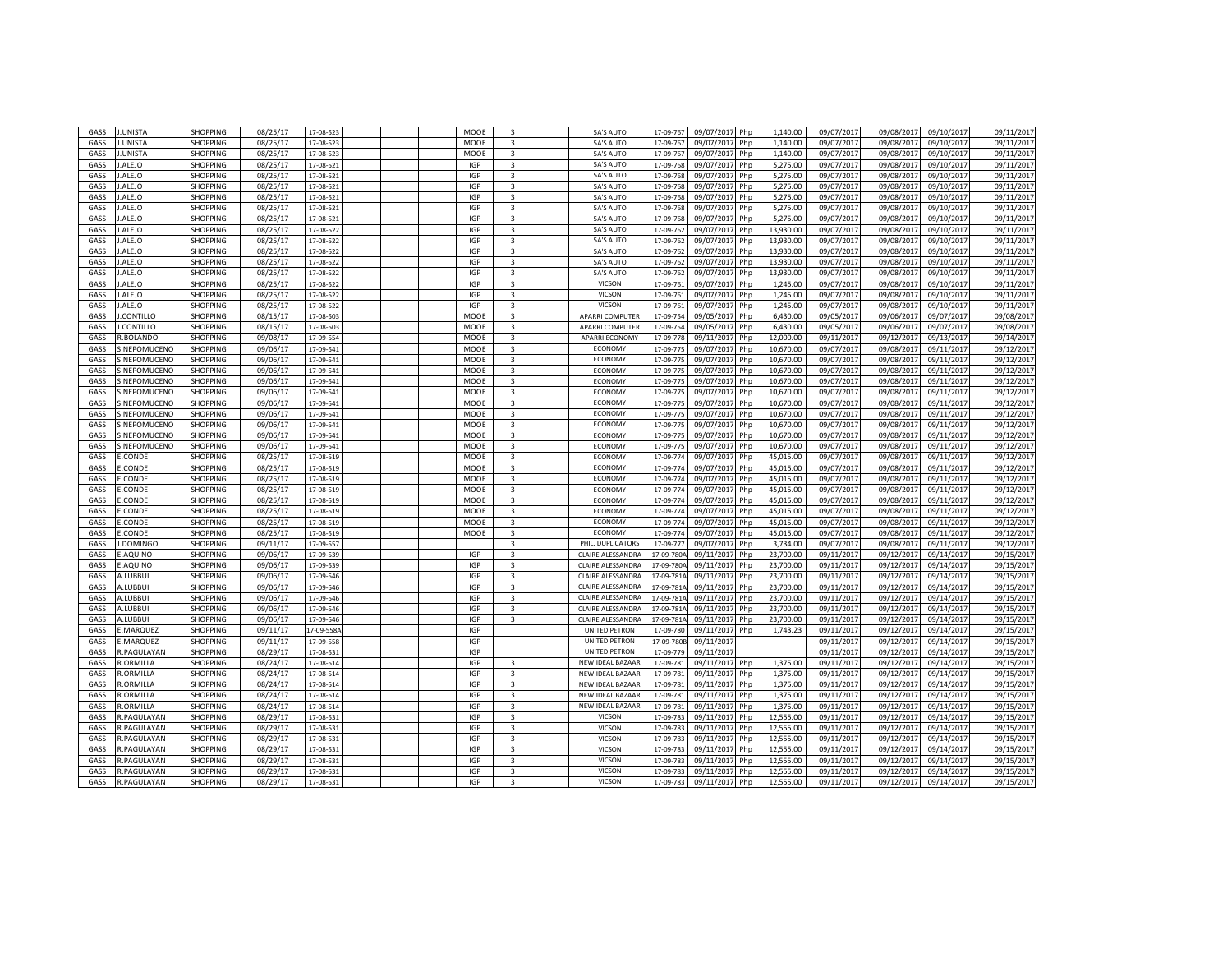| | | | | | | | | | | | | | | | |
|---|---|---|---|---|---|---|---|---|---|---|---|---|---|---|---|
| GASS | J.UNISTA | SHOPPING | 08/25/17 | 17-08-523 | MOOE | 3 | 5A'S AUTO | 17-09-767 | 09/07/2017 | Php | 1,140.00 | 09/07/2017 | 09/08/2017 | 09/10/2017 | 09/11/2017 |
| GASS | J.UNISTA | SHOPPING | 08/25/17 | 17-08-523 | MOOE | 3 | 5A'S AUTO | 17-09-767 | 09/07/2017 | Php | 1,140.00 | 09/07/2017 | 09/08/2017 | 09/10/2017 | 09/11/2017 |
| GASS | J.UNISTA | SHOPPING | 08/25/17 | 17-08-523 | MOOE | 3 | 5A'S AUTO | 17-09-767 | 09/07/2017 | Php | 1,140.00 | 09/07/2017 | 09/08/2017 | 09/10/2017 | 09/11/2017 |
| GASS | J.ALEJO | SHOPPING | 08/25/17 | 17-08-521 | IGP | 3 | 5A'S AUTO | 17-09-768 | 09/07/2017 | Php | 5,275.00 | 09/07/2017 | 09/08/2017 | 09/10/2017 | 09/11/2017 |
| GASS | J.ALEJO | SHOPPING | 08/25/17 | 17-08-521 | IGP | 3 | 5A'S AUTO | 17-09-768 | 09/07/2017 | Php | 5,275.00 | 09/07/2017 | 09/08/2017 | 09/10/2017 | 09/11/2017 |
| GASS | J.ALEJO | SHOPPING | 08/25/17 | 17-08-521 | IGP | 3 | 5A'S AUTO | 17-09-768 | 09/07/2017 | Php | 5,275.00 | 09/07/2017 | 09/08/2017 | 09/10/2017 | 09/11/2017 |
| GASS | J.ALEJO | SHOPPING | 08/25/17 | 17-08-521 | IGP | 3 | 5A'S AUTO | 17-09-768 | 09/07/2017 | Php | 5,275.00 | 09/07/2017 | 09/08/2017 | 09/10/2017 | 09/11/2017 |
| GASS | J.ALEJO | SHOPPING | 08/25/17 | 17-08-521 | IGP | 3 | 5A'S AUTO | 17-09-768 | 09/07/2017 | Php | 5,275.00 | 09/07/2017 | 09/08/2017 | 09/10/2017 | 09/11/2017 |
| GASS | J.ALEJO | SHOPPING | 08/25/17 | 17-08-521 | IGP | 3 | 5A'S AUTO | 17-09-768 | 09/07/2017 | Php | 5,275.00 | 09/07/2017 | 09/08/2017 | 09/10/2017 | 09/11/2017 |
| GASS | J.ALEJO | SHOPPING | 08/25/17 | 17-08-522 | IGP | 3 | 5A'S AUTO | 17-09-762 | 09/07/2017 | Php | 13,930.00 | 09/07/2017 | 09/08/2017 | 09/10/2017 | 09/11/2017 |
| GASS | J.ALEJO | SHOPPING | 08/25/17 | 17-08-522 | IGP | 3 | 5A'S AUTO | 17-09-762 | 09/07/2017 | Php | 13,930.00 | 09/07/2017 | 09/08/2017 | 09/10/2017 | 09/11/2017 |
| GASS | J.ALEJO | SHOPPING | 08/25/17 | 17-08-522 | IGP | 3 | 5A'S AUTO | 17-09-762 | 09/07/2017 | Php | 13,930.00 | 09/07/2017 | 09/08/2017 | 09/10/2017 | 09/11/2017 |
| GASS | J.ALEJO | SHOPPING | 08/25/17 | 17-08-522 | IGP | 3 | 5A'S AUTO | 17-09-762 | 09/07/2017 | Php | 13,930.00 | 09/07/2017 | 09/08/2017 | 09/10/2017 | 09/11/2017 |
| GASS | J.ALEJO | SHOPPING | 08/25/17 | 17-08-522 | IGP | 3 | 5A'S AUTO | 17-09-762 | 09/07/2017 | Php | 13,930.00 | 09/07/2017 | 09/08/2017 | 09/10/2017 | 09/11/2017 |
| GASS | J.ALEJO | SHOPPING | 08/25/17 | 17-08-522 | IGP | 3 | VICSON | 17-09-761 | 09/07/2017 | Php | 1,245.00 | 09/07/2017 | 09/08/2017 | 09/10/2017 | 09/11/2017 |
| GASS | J.ALEJO | SHOPPING | 08/25/17 | 17-08-522 | IGP | 3 | VICSON | 17-09-761 | 09/07/2017 | Php | 1,245.00 | 09/07/2017 | 09/08/2017 | 09/10/2017 | 09/11/2017 |
| GASS | J.ALEJO | SHOPPING | 08/25/17 | 17-08-522 | IGP | 3 | VICSON | 17-09-761 | 09/07/2017 | Php | 1,245.00 | 09/07/2017 | 09/08/2017 | 09/10/2017 | 09/11/2017 |
| GASS | J.CONTILLO | SHOPPING | 08/15/17 | 17-08-503 | MOOE | 3 | APARRI COMPUTER | 17-09-754 | 09/05/2017 | Php | 6,430.00 | 09/05/2017 | 09/06/2017 | 09/07/2017 | 09/08/2017 |
| GASS | J.CONTILLO | SHOPPING | 08/15/17 | 17-08-503 | MOOE | 3 | APARRI COMPUTER | 17-09-754 | 09/05/2017 | Php | 6,430.00 | 09/05/2017 | 09/06/2017 | 09/07/2017 | 09/08/2017 |
| GASS | R.BOLANDO | SHOPPING | 09/08/17 | 17-09-554 | MOOE | 3 | APARRI ECONOMY | 17-09-778 | 09/11/2017 | Php | 12,000.00 | 09/11/2017 | 09/12/2017 | 09/13/2017 | 09/14/2017 |
| GASS | S.NEPOMUCENO | SHOPPING | 09/06/17 | 17-09-541 | MOOE | 3 | ECONOMY | 17-09-775 | 09/07/2017 | Php | 10,670.00 | 09/07/2017 | 09/08/2017 | 09/11/2017 | 09/12/2017 |
| GASS | S.NEPOMUCENO | SHOPPING | 09/06/17 | 17-09-541 | MOOE | 3 | ECONOMY | 17-09-775 | 09/07/2017 | Php | 10,670.00 | 09/07/2017 | 09/08/2017 | 09/11/2017 | 09/12/2017 |
| GASS | S.NEPOMUCENO | SHOPPING | 09/06/17 | 17-09-541 | MOOE | 3 | ECONOMY | 17-09-775 | 09/07/2017 | Php | 10,670.00 | 09/07/2017 | 09/08/2017 | 09/11/2017 | 09/12/2017 |
| GASS | S.NEPOMUCENO | SHOPPING | 09/06/17 | 17-09-541 | MOOE | 3 | ECONOMY | 17-09-775 | 09/07/2017 | Php | 10,670.00 | 09/07/2017 | 09/08/2017 | 09/11/2017 | 09/12/2017 |
| GASS | S.NEPOMUCENO | SHOPPING | 09/06/17 | 17-09-541 | MOOE | 3 | ECONOMY | 17-09-775 | 09/07/2017 | Php | 10,670.00 | 09/07/2017 | 09/08/2017 | 09/11/2017 | 09/12/2017 |
| GASS | S.NEPOMUCENO | SHOPPING | 09/06/17 | 17-09-541 | MOOE | 3 | ECONOMY | 17-09-775 | 09/07/2017 | Php | 10,670.00 | 09/07/2017 | 09/08/2017 | 09/11/2017 | 09/12/2017 |
| GASS | S.NEPOMUCENO | SHOPPING | 09/06/17 | 17-09-541 | MOOE | 3 | ECONOMY | 17-09-775 | 09/07/2017 | Php | 10,670.00 | 09/07/2017 | 09/08/2017 | 09/11/2017 | 09/12/2017 |
| GASS | S.NEPOMUCENO | SHOPPING | 09/06/17 | 17-09-541 | MOOE | 3 | ECONOMY | 17-09-775 | 09/07/2017 | Php | 10,670.00 | 09/07/2017 | 09/08/2017 | 09/11/2017 | 09/12/2017 |
| GASS | S.NEPOMUCENO | SHOPPING | 09/06/17 | 17-09-541 | MOOE | 3 | ECONOMY | 17-09-775 | 09/07/2017 | Php | 10,670.00 | 09/07/2017 | 09/08/2017 | 09/11/2017 | 09/12/2017 |
| GASS | S.NEPOMUCENO | SHOPPING | 09/06/17 | 17-09-541 | MOOE | 3 | ECONOMY | 17-09-775 | 09/07/2017 | Php | 10,670.00 | 09/07/2017 | 09/08/2017 | 09/11/2017 | 09/12/2017 |
| GASS | E.CONDE | SHOPPING | 08/25/17 | 17-08-519 | MOOE | 3 | ECONOMY | 17-09-774 | 09/07/2017 | Php | 45,015.00 | 09/07/2017 | 09/08/2017 | 09/11/2017 | 09/12/2017 |
| GASS | E.CONDE | SHOPPING | 08/25/17 | 17-08-519 | MOOE | 3 | ECONOMY | 17-09-774 | 09/07/2017 | Php | 45,015.00 | 09/07/2017 | 09/08/2017 | 09/11/2017 | 09/12/2017 |
| GASS | E.CONDE | SHOPPING | 08/25/17 | 17-08-519 | MOOE | 3 | ECONOMY | 17-09-774 | 09/07/2017 | Php | 45,015.00 | 09/07/2017 | 09/08/2017 | 09/11/2017 | 09/12/2017 |
| GASS | E.CONDE | SHOPPING | 08/25/17 | 17-08-519 | MOOE | 3 | ECONOMY | 17-09-774 | 09/07/2017 | Php | 45,015.00 | 09/07/2017 | 09/08/2017 | 09/11/2017 | 09/12/2017 |
| GASS | E.CONDE | SHOPPING | 08/25/17 | 17-08-519 | MOOE | 3 | ECONOMY | 17-09-774 | 09/07/2017 | Php | 45,015.00 | 09/07/2017 | 09/08/2017 | 09/11/2017 | 09/12/2017 |
| GASS | E.CONDE | SHOPPING | 08/25/17 | 17-08-519 | MOOE | 3 | ECONOMY | 17-09-774 | 09/07/2017 | Php | 45,015.00 | 09/07/2017 | 09/08/2017 | 09/11/2017 | 09/12/2017 |
| GASS | E.CONDE | SHOPPING | 08/25/17 | 17-08-519 | MOOE | 3 | ECONOMY | 17-09-774 | 09/07/2017 | Php | 45,015.00 | 09/07/2017 | 09/08/2017 | 09/11/2017 | 09/12/2017 |
| GASS | E.CONDE | SHOPPING | 08/25/17 | 17-08-519 | MOOE | 3 | ECONOMY | 17-09-774 | 09/07/2017 | Php | 45,015.00 | 09/07/2017 | 09/08/2017 | 09/11/2017 | 09/12/2017 |
| GASS | J.DOMINGO | SHOPPING | 09/11/17 | 17-09-557 | | 3 | PHIL. DUPLICATORS | 17-09-777 | 09/07/2017 | Php | 3,734.00 | 09/07/2017 | 09/08/2017 | 09/11/2017 | 09/12/2017 |
| GASS | E.AQUINO | SHOPPING | 09/06/17 | 17-09-539 | IGP | 3 | CLAIRE ALESSANDRA | 17-09-780A | 09/11/2017 | Php | 23,700.00 | 09/11/2017 | 09/12/2017 | 09/14/2017 | 09/15/2017 |
| GASS | E.AQUINO | SHOPPING | 09/06/17 | 17-09-539 | IGP | 3 | CLAIRE ALESSANDRA | 17-09-780A | 09/11/2017 | Php | 23,700.00 | 09/11/2017 | 09/12/2017 | 09/14/2017 | 09/15/2017 |
| GASS | A.LUBBUI | SHOPPING | 09/06/17 | 17-09-546 | IGP | 3 | CLAIRE ALESSANDRA | 17-09-781A | 09/11/2017 | Php | 23,700.00 | 09/11/2017 | 09/12/2017 | 09/14/2017 | 09/15/2017 |
| GASS | A.LUBBUI | SHOPPING | 09/06/17 | 17-09-546 | IGP | 3 | CLAIRE ALESSANDRA | 17-09-781A | 09/11/2017 | Php | 23,700.00 | 09/11/2017 | 09/12/2017 | 09/14/2017 | 09/15/2017 |
| GASS | A.LUBBUI | SHOPPING | 09/06/17 | 17-09-546 | IGP | 3 | CLAIRE ALESSANDRA | 17-09-781A | 09/11/2017 | Php | 23,700.00 | 09/11/2017 | 09/12/2017 | 09/14/2017 | 09/15/2017 |
| GASS | A.LUBBUI | SHOPPING | 09/06/17 | 17-09-546 | IGP | 3 | CLAIRE ALESSANDRA | 17-09-781A | 09/11/2017 | Php | 23,700.00 | 09/11/2017 | 09/12/2017 | 09/14/2017 | 09/15/2017 |
| GASS | A.LUBBUI | SHOPPING | 09/06/17 | 17-09-546 | IGP | 3 | CLAIRE ALESSANDRA | 17-09-781A | 09/11/2017 | Php | 23,700.00 | 09/11/2017 | 09/12/2017 | 09/14/2017 | 09/15/2017 |
| GASS | E.MARQUEZ | SHOPPING | 09/11/17 | 17-09-558A | IGP | | UNITED PETRON | 17-09-780 | 09/11/2017 | Php | 1,743.23 | 09/11/2017 | 09/12/2017 | 09/14/2017 | 09/15/2017 |
| GASS | E.MARQUEZ | SHOPPING | 09/11/17 | 17-09-558 | IGP | | UNITED PETRON | 17-09-780B | 09/11/2017 | | | 09/11/2017 | 09/12/2017 | 09/14/2017 | 09/15/2017 |
| GASS | R.PAGULAYAN | SHOPPING | 08/29/17 | 17-08-531 | IGP | | UNITED PETRON | 17-09-779 | 09/11/2017 | | | 09/11/2017 | 09/12/2017 | 09/14/2017 | 09/15/2017 |
| GASS | R.ORMILLA | SHOPPING | 08/24/17 | 17-08-514 | IGP | 3 | NEW IDEAL BAZAAR | 17-09-781 | 09/11/2017 | Php | 1,375.00 | 09/11/2017 | 09/12/2017 | 09/14/2017 | 09/15/2017 |
| GASS | R.ORMILLA | SHOPPING | 08/24/17 | 17-08-514 | IGP | 3 | NEW IDEAL BAZAAR | 17-09-781 | 09/11/2017 | Php | 1,375.00 | 09/11/2017 | 09/12/2017 | 09/14/2017 | 09/15/2017 |
| GASS | R.ORMILLA | SHOPPING | 08/24/17 | 17-08-514 | IGP | 3 | NEW IDEAL BAZAAR | 17-09-781 | 09/11/2017 | Php | 1,375.00 | 09/11/2017 | 09/12/2017 | 09/14/2017 | 09/15/2017 |
| GASS | R.ORMILLA | SHOPPING | 08/24/17 | 17-08-514 | IGP | 3 | NEW IDEAL BAZAAR | 17-09-781 | 09/11/2017 | Php | 1,375.00 | 09/11/2017 | 09/12/2017 | 09/14/2017 | 09/15/2017 |
| GASS | R.ORMILLA | SHOPPING | 08/24/17 | 17-08-514 | IGP | 3 | NEW IDEAL BAZAAR | 17-09-781 | 09/11/2017 | Php | 1,375.00 | 09/11/2017 | 09/12/2017 | 09/14/2017 | 09/15/2017 |
| GASS | R.PAGULAYAN | SHOPPING | 08/29/17 | 17-08-531 | IGP | 3 | VICSON | 17-09-783 | 09/11/2017 | Php | 12,555.00 | 09/11/2017 | 09/12/2017 | 09/14/2017 | 09/15/2017 |
| GASS | R.PAGULAYAN | SHOPPING | 08/29/17 | 17-08-531 | IGP | 3 | VICSON | 17-09-783 | 09/11/2017 | Php | 12,555.00 | 09/11/2017 | 09/12/2017 | 09/14/2017 | 09/15/2017 |
| GASS | R.PAGULAYAN | SHOPPING | 08/29/17 | 17-08-531 | IGP | 3 | VICSON | 17-09-783 | 09/11/2017 | Php | 12,555.00 | 09/11/2017 | 09/12/2017 | 09/14/2017 | 09/15/2017 |
| GASS | R.PAGULAYAN | SHOPPING | 08/29/17 | 17-08-531 | IGP | 3 | VICSON | 17-09-783 | 09/11/2017 | Php | 12,555.00 | 09/11/2017 | 09/12/2017 | 09/14/2017 | 09/15/2017 |
| GASS | R.PAGULAYAN | SHOPPING | 08/29/17 | 17-08-531 | IGP | 3 | VICSON | 17-09-783 | 09/11/2017 | Php | 12,555.00 | 09/11/2017 | 09/12/2017 | 09/14/2017 | 09/15/2017 |
| GASS | R.PAGULAYAN | SHOPPING | 08/29/17 | 17-08-531 | IGP | 3 | VICSON | 17-09-783 | 09/11/2017 | Php | 12,555.00 | 09/11/2017 | 09/12/2017 | 09/14/2017 | 09/15/2017 |
| GASS | R.PAGULAYAN | SHOPPING | 08/29/17 | 17-08-531 | IGP | 3 | VICSON | 17-09-783 | 09/11/2017 | Php | 12,555.00 | 09/11/2017 | 09/12/2017 | 09/14/2017 | 09/15/2017 |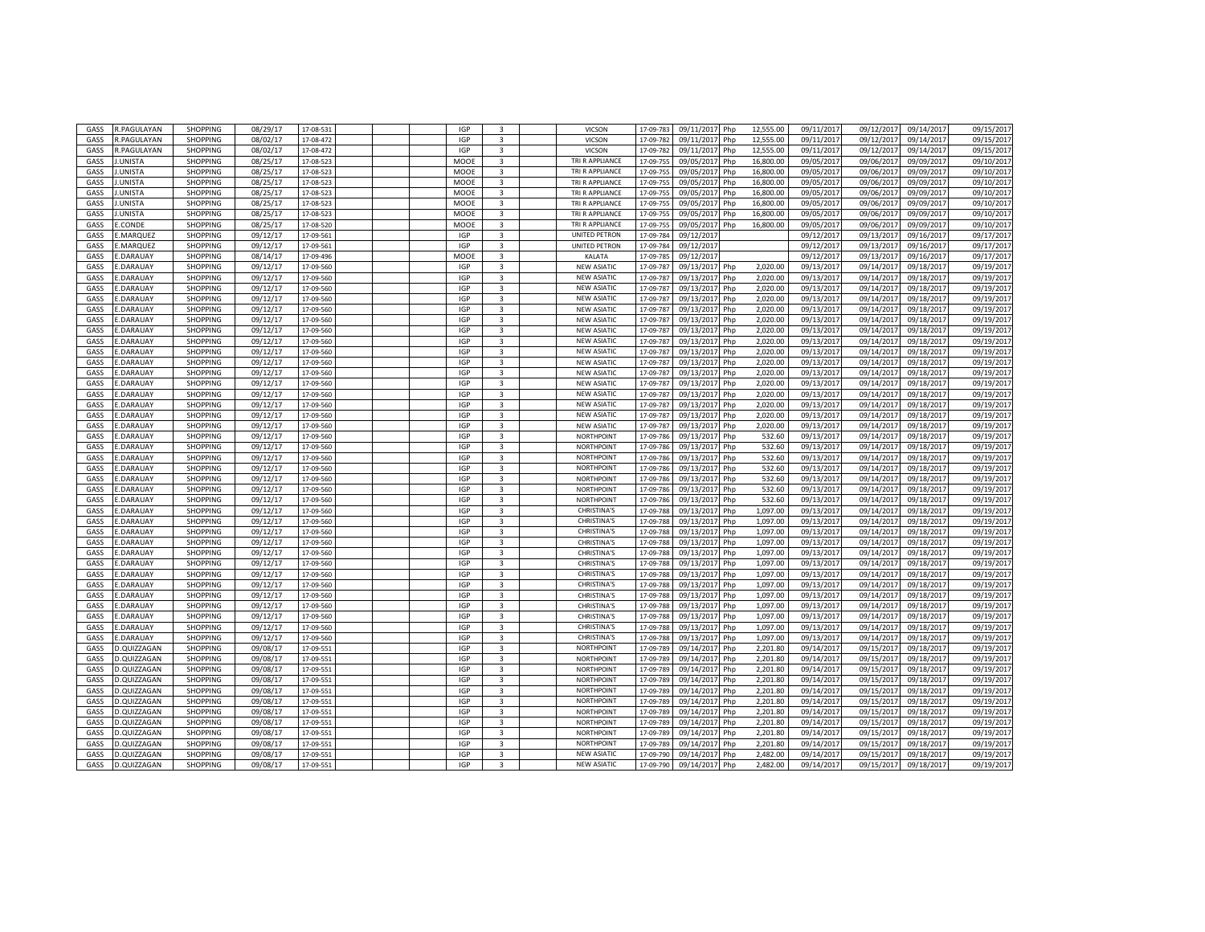| | | | | | | | | | | | | | | | | | | |
|---|---|---|---|---|---|---|---|---|---|---|---|---|---|---|---|---|---|---|
| GASS | R.PAGULAYAN | SHOPPING | 08/29/17 | 17-08-531 | | | IGP | 3 | | VICSON | 17-09-783 | 09/11/2017 | Php | 12,555.00 | 09/11/2017 | 09/12/2017 | 09/14/2017 | 09/15/2017 |
| GASS | R.PAGULAYAN | SHOPPING | 08/02/17 | 17-08-472 | | | IGP | 3 | | VICSON | 17-09-782 | 09/11/2017 | Php | 12,555.00 | 09/11/2017 | 09/12/2017 | 09/14/2017 | 09/15/2017 |
| GASS | R.PAGULAYAN | SHOPPING | 08/02/17 | 17-08-472 | | | IGP | 3 | | VICSON | 17-09-782 | 09/11/2017 | Php | 12,555.00 | 09/11/2017 | 09/12/2017 | 09/14/2017 | 09/15/2017 |
| GASS | J.UNISTA | SHOPPING | 08/25/17 | 17-08-523 | | | MOOE | 3 | | TRI R APPLIANCE | 17-09-755 | 09/05/2017 | Php | 16,800.00 | 09/05/2017 | 09/06/2017 | 09/09/2017 | 09/10/2017 |
| GASS | J.UNISTA | SHOPPING | 08/25/17 | 17-08-523 | | | MOOE | 3 | | TRI R APPLIANCE | 17-09-755 | 09/05/2017 | Php | 16,800.00 | 09/05/2017 | 09/06/2017 | 09/09/2017 | 09/10/2017 |
| GASS | J.UNISTA | SHOPPING | 08/25/17 | 17-08-523 | | | MOOE | 3 | | TRI R APPLIANCE | 17-09-755 | 09/05/2017 | Php | 16,800.00 | 09/05/2017 | 09/06/2017 | 09/09/2017 | 09/10/2017 |
| GASS | J.UNISTA | SHOPPING | 08/25/17 | 17-08-523 | | | MOOE | 3 | | TRI R APPLIANCE | 17-09-755 | 09/05/2017 | Php | 16,800.00 | 09/05/2017 | 09/06/2017 | 09/09/2017 | 09/10/2017 |
| GASS | J.UNISTA | SHOPPING | 08/25/17 | 17-08-523 | | | MOOE | 3 | | TRI R APPLIANCE | 17-09-755 | 09/05/2017 | Php | 16,800.00 | 09/05/2017 | 09/06/2017 | 09/09/2017 | 09/10/2017 |
| GASS | J.UNISTA | SHOPPING | 08/25/17 | 17-08-523 | | | MOOE | 3 | | TRI R APPLIANCE | 17-09-755 | 09/05/2017 | Php | 16,800.00 | 09/05/2017 | 09/06/2017 | 09/09/2017 | 09/10/2017 |
| GASS | E.CONDE | SHOPPING | 08/25/17 | 17-08-520 | | | MOOE | 3 | | TRI R APPLIANCE | 17-09-755 | 09/05/2017 | Php | 16,800.00 | 09/05/2017 | 09/06/2017 | 09/09/2017 | 09/10/2017 |
| GASS | E.MARQUEZ | SHOPPING | 09/12/17 | 17-09-561 | | | IGP | 3 | | UNITED PETRON | 17-09-784 | 09/12/2017 | | | 09/12/2017 | 09/13/2017 | 09/16/2017 | 09/17/2017 |
| GASS | E.MARQUEZ | SHOPPING | 09/12/17 | 17-09-561 | | | IGP | 3 | | UNITED PETRON | 17-09-784 | 09/12/2017 | | | 09/12/2017 | 09/13/2017 | 09/16/2017 | 09/17/2017 |
| GASS | E.DARAUAY | SHOPPING | 08/14/17 | 17-09-496 | | | MOOE | 3 | | KALATA | 17-09-785 | 09/12/2017 | | | 09/12/2017 | 09/13/2017 | 09/16/2017 | 09/17/2017 |
| GASS | E.DARAUAY | SHOPPING | 09/12/17 | 17-09-560 | | | IGP | 3 | | NEW ASIATIC | 17-09-787 | 09/13/2017 | Php | 2,020.00 | 09/13/2017 | 09/14/2017 | 09/18/2017 | 09/19/2017 |
| GASS | E.DARAUAY | SHOPPING | 09/12/17 | 17-09-560 | | | IGP | 3 | | NEW ASIATIC | 17-09-787 | 09/13/2017 | Php | 2,020.00 | 09/13/2017 | 09/14/2017 | 09/18/2017 | 09/19/2017 |
| GASS | E.DARAUAY | SHOPPING | 09/12/17 | 17-09-560 | | | IGP | 3 | | NEW ASIATIC | 17-09-787 | 09/13/2017 | Php | 2,020.00 | 09/13/2017 | 09/14/2017 | 09/18/2017 | 09/19/2017 |
| GASS | E.DARAUAY | SHOPPING | 09/12/17 | 17-09-560 | | | IGP | 3 | | NEW ASIATIC | 17-09-787 | 09/13/2017 | Php | 2,020.00 | 09/13/2017 | 09/14/2017 | 09/18/2017 | 09/19/2017 |
| GASS | E.DARAUAY | SHOPPING | 09/12/17 | 17-09-560 | | | IGP | 3 | | NEW ASIATIC | 17-09-787 | 09/13/2017 | Php | 2,020.00 | 09/13/2017 | 09/14/2017 | 09/18/2017 | 09/19/2017 |
| GASS | E.DARAUAY | SHOPPING | 09/12/17 | 17-09-560 | | | IGP | 3 | | NEW ASIATIC | 17-09-787 | 09/13/2017 | Php | 2,020.00 | 09/13/2017 | 09/14/2017 | 09/18/2017 | 09/19/2017 |
| GASS | E.DARAUAY | SHOPPING | 09/12/17 | 17-09-560 | | | IGP | 3 | | NEW ASIATIC | 17-09-787 | 09/13/2017 | Php | 2,020.00 | 09/13/2017 | 09/14/2017 | 09/18/2017 | 09/19/2017 |
| GASS | E.DARAUAY | SHOPPING | 09/12/17 | 17-09-560 | | | IGP | 3 | | NEW ASIATIC | 17-09-787 | 09/13/2017 | Php | 2,020.00 | 09/13/2017 | 09/14/2017 | 09/18/2017 | 09/19/2017 |
| GASS | E.DARAUAY | SHOPPING | 09/12/17 | 17-09-560 | | | IGP | 3 | | NEW ASIATIC | 17-09-787 | 09/13/2017 | Php | 2,020.00 | 09/13/2017 | 09/14/2017 | 09/18/2017 | 09/19/2017 |
| GASS | E.DARAUAY | SHOPPING | 09/12/17 | 17-09-560 | | | IGP | 3 | | NEW ASIATIC | 17-09-787 | 09/13/2017 | Php | 2,020.00 | 09/13/2017 | 09/14/2017 | 09/18/2017 | 09/19/2017 |
| GASS | E.DARAUAY | SHOPPING | 09/12/17 | 17-09-560 | | | IGP | 3 | | NEW ASIATIC | 17-09-787 | 09/13/2017 | Php | 2,020.00 | 09/13/2017 | 09/14/2017 | 09/18/2017 | 09/19/2017 |
| GASS | E.DARAUAY | SHOPPING | 09/12/17 | 17-09-560 | | | IGP | 3 | | NEW ASIATIC | 17-09-787 | 09/13/2017 | Php | 2,020.00 | 09/13/2017 | 09/14/2017 | 09/18/2017 | 09/19/2017 |
| GASS | E.DARAUAY | SHOPPING | 09/12/17 | 17-09-560 | | | IGP | 3 | | NEW ASIATIC | 17-09-787 | 09/13/2017 | Php | 2,020.00 | 09/13/2017 | 09/14/2017 | 09/18/2017 | 09/19/2017 |
| GASS | E.DARAUAY | SHOPPING | 09/12/17 | 17-09-560 | | | IGP | 3 | | NEW ASIATIC | 17-09-787 | 09/13/2017 | Php | 2,020.00 | 09/13/2017 | 09/14/2017 | 09/18/2017 | 09/19/2017 |
| GASS | E.DARAUAY | SHOPPING | 09/12/17 | 17-09-560 | | | IGP | 3 | | NEW ASIATIC | 17-09-787 | 09/13/2017 | Php | 2,020.00 | 09/13/2017 | 09/14/2017 | 09/18/2017 | 09/19/2017 |
| GASS | E.DARAUAY | SHOPPING | 09/12/17 | 17-09-560 | | | IGP | 3 | | NEW ASIATIC | 17-09-787 | 09/13/2017 | Php | 2,020.00 | 09/13/2017 | 09/14/2017 | 09/18/2017 | 09/19/2017 |
| GASS | E.DARAUAY | SHOPPING | 09/12/17 | 17-09-560 | | | IGP | 3 | | NORTHPOINT | 17-09-786 | 09/13/2017 | Php | 532.60 | 09/13/2017 | 09/14/2017 | 09/18/2017 | 09/19/2017 |
| GASS | E.DARAUAY | SHOPPING | 09/12/17 | 17-09-560 | | | IGP | 3 | | NORTHPOINT | 17-09-786 | 09/13/2017 | Php | 532.60 | 09/13/2017 | 09/14/2017 | 09/18/2017 | 09/19/2017 |
| GASS | E.DARAUAY | SHOPPING | 09/12/17 | 17-09-560 | | | IGP | 3 | | NORTHPOINT | 17-09-786 | 09/13/2017 | Php | 532.60 | 09/13/2017 | 09/14/2017 | 09/18/2017 | 09/19/2017 |
| GASS | E.DARAUAY | SHOPPING | 09/12/17 | 17-09-560 | | | IGP | 3 | | NORTHPOINT | 17-09-786 | 09/13/2017 | Php | 532.60 | 09/13/2017 | 09/14/2017 | 09/18/2017 | 09/19/2017 |
| GASS | E.DARAUAY | SHOPPING | 09/12/17 | 17-09-560 | | | IGP | 3 | | NORTHPOINT | 17-09-786 | 09/13/2017 | Php | 532.60 | 09/13/2017 | 09/14/2017 | 09/18/2017 | 09/19/2017 |
| GASS | E.DARAUAY | SHOPPING | 09/12/17 | 17-09-560 | | | IGP | 3 | | NORTHPOINT | 17-09-786 | 09/13/2017 | Php | 532.60 | 09/13/2017 | 09/14/2017 | 09/18/2017 | 09/19/2017 |
| GASS | E.DARAUAY | SHOPPING | 09/12/17 | 17-09-560 | | | IGP | 3 | | NORTHPOINT | 17-09-786 | 09/13/2017 | Php | 532.60 | 09/13/2017 | 09/14/2017 | 09/18/2017 | 09/19/2017 |
| GASS | E.DARAUAY | SHOPPING | 09/12/17 | 17-09-560 | | | IGP | 3 | | CHRISTINA'S | 17-09-788 | 09/13/2017 | Php | 1,097.00 | 09/13/2017 | 09/14/2017 | 09/18/2017 | 09/19/2017 |
| GASS | E.DARAUAY | SHOPPING | 09/12/17 | 17-09-560 | | | IGP | 3 | | CHRISTINA'S | 17-09-788 | 09/13/2017 | Php | 1,097.00 | 09/13/2017 | 09/14/2017 | 09/18/2017 | 09/19/2017 |
| GASS | E.DARAUAY | SHOPPING | 09/12/17 | 17-09-560 | | | IGP | 3 | | CHRISTINA'S | 17-09-788 | 09/13/2017 | Php | 1,097.00 | 09/13/2017 | 09/14/2017 | 09/18/2017 | 09/19/2017 |
| GASS | E.DARAUAY | SHOPPING | 09/12/17 | 17-09-560 | | | IGP | 3 | | CHRISTINA'S | 17-09-788 | 09/13/2017 | Php | 1,097.00 | 09/13/2017 | 09/14/2017 | 09/18/2017 | 09/19/2017 |
| GASS | E.DARAUAY | SHOPPING | 09/12/17 | 17-09-560 | | | IGP | 3 | | CHRISTINA'S | 17-09-788 | 09/13/2017 | Php | 1,097.00 | 09/13/2017 | 09/14/2017 | 09/18/2017 | 09/19/2017 |
| GASS | E.DARAUAY | SHOPPING | 09/12/17 | 17-09-560 | | | IGP | 3 | | CHRISTINA'S | 17-09-788 | 09/13/2017 | Php | 1,097.00 | 09/13/2017 | 09/14/2017 | 09/18/2017 | 09/19/2017 |
| GASS | E.DARAUAY | SHOPPING | 09/12/17 | 17-09-560 | | | IGP | 3 | | CHRISTINA'S | 17-09-788 | 09/13/2017 | Php | 1,097.00 | 09/13/2017 | 09/14/2017 | 09/18/2017 | 09/19/2017 |
| GASS | E.DARAUAY | SHOPPING | 09/12/17 | 17-09-560 | | | IGP | 3 | | CHRISTINA'S | 17-09-788 | 09/13/2017 | Php | 1,097.00 | 09/13/2017 | 09/14/2017 | 09/18/2017 | 09/19/2017 |
| GASS | E.DARAUAY | SHOPPING | 09/12/17 | 17-09-560 | | | IGP | 3 | | CHRISTINA'S | 17-09-788 | 09/13/2017 | Php | 1,097.00 | 09/13/2017 | 09/14/2017 | 09/18/2017 | 09/19/2017 |
| GASS | E.DARAUAY | SHOPPING | 09/12/17 | 17-09-560 | | | IGP | 3 | | CHRISTINA'S | 17-09-788 | 09/13/2017 | Php | 1,097.00 | 09/13/2017 | 09/14/2017 | 09/18/2017 | 09/19/2017 |
| GASS | E.DARAUAY | SHOPPING | 09/12/17 | 17-09-560 | | | IGP | 3 | | CHRISTINA'S | 17-09-788 | 09/13/2017 | Php | 1,097.00 | 09/13/2017 | 09/14/2017 | 09/18/2017 | 09/19/2017 |
| GASS | E.DARAUAY | SHOPPING | 09/12/17 | 17-09-560 | | | IGP | 3 | | CHRISTINA'S | 17-09-788 | 09/13/2017 | Php | 1,097.00 | 09/13/2017 | 09/14/2017 | 09/18/2017 | 09/19/2017 |
| GASS | D.QUIZZAGAN | SHOPPING | 09/08/17 | 17-09-551 | | | IGP | 3 | | NORTHPOINT | 17-09-789 | 09/14/2017 | Php | 2,201.80 | 09/14/2017 | 09/15/2017 | 09/18/2017 | 09/19/2017 |
| GASS | D.QUIZZAGAN | SHOPPING | 09/08/17 | 17-09-551 | | | IGP | 3 | | NORTHPOINT | 17-09-789 | 09/14/2017 | Php | 2,201.80 | 09/14/2017 | 09/15/2017 | 09/18/2017 | 09/19/2017 |
| GASS | D.QUIZZAGAN | SHOPPING | 09/08/17 | 17-09-551 | | | IGP | 3 | | NORTHPOINT | 17-09-789 | 09/14/2017 | Php | 2,201.80 | 09/14/2017 | 09/15/2017 | 09/18/2017 | 09/19/2017 |
| GASS | D.QUIZZAGAN | SHOPPING | 09/08/17 | 17-09-551 | | | IGP | 3 | | NORTHPOINT | 17-09-789 | 09/14/2017 | Php | 2,201.80 | 09/14/2017 | 09/15/2017 | 09/18/2017 | 09/19/2017 |
| GASS | D.QUIZZAGAN | SHOPPING | 09/08/17 | 17-09-551 | | | IGP | 3 | | NORTHPOINT | 17-09-789 | 09/14/2017 | Php | 2,201.80 | 09/14/2017 | 09/15/2017 | 09/18/2017 | 09/19/2017 |
| GASS | D.QUIZZAGAN | SHOPPING | 09/08/17 | 17-09-551 | | | IGP | 3 | | NORTHPOINT | 17-09-789 | 09/14/2017 | Php | 2,201.80 | 09/14/2017 | 09/15/2017 | 09/18/2017 | 09/19/2017 |
| GASS | D.QUIZZAGAN | SHOPPING | 09/08/17 | 17-09-551 | | | IGP | 3 | | NORTHPOINT | 17-09-789 | 09/14/2017 | Php | 2,201.80 | 09/14/2017 | 09/15/2017 | 09/18/2017 | 09/19/2017 |
| GASS | D.QUIZZAGAN | SHOPPING | 09/08/17 | 17-09-551 | | | IGP | 3 | | NORTHPOINT | 17-09-789 | 09/14/2017 | Php | 2,201.80 | 09/14/2017 | 09/15/2017 | 09/18/2017 | 09/19/2017 |
| GASS | D.QUIZZAGAN | SHOPPING | 09/08/17 | 17-09-551 | | | IGP | 3 | | NORTHPOINT | 17-09-789 | 09/14/2017 | Php | 2,201.80 | 09/14/2017 | 09/15/2017 | 09/18/2017 | 09/19/2017 |
| GASS | D.QUIZZAGAN | SHOPPING | 09/08/17 | 17-09-551 | | | IGP | 3 | | NORTHPOINT | 17-09-789 | 09/14/2017 | Php | 2,201.80 | 09/14/2017 | 09/15/2017 | 09/18/2017 | 09/19/2017 |
| GASS | D.QUIZZAGAN | SHOPPING | 09/08/17 | 17-09-551 | | | IGP | 3 | | NEW ASIATIC | 17-09-790 | 09/14/2017 | Php | 2,482.00 | 09/14/2017 | 09/15/2017 | 09/18/2017 | 09/19/2017 |
| GASS | D.QUIZZAGAN | SHOPPING | 09/08/17 | 17-09-551 | | | IGP | 3 | | NEW ASIATIC | 17-09-790 | 09/14/2017 | Php | 2,482.00 | 09/14/2017 | 09/15/2017 | 09/18/2017 | 09/19/2017 |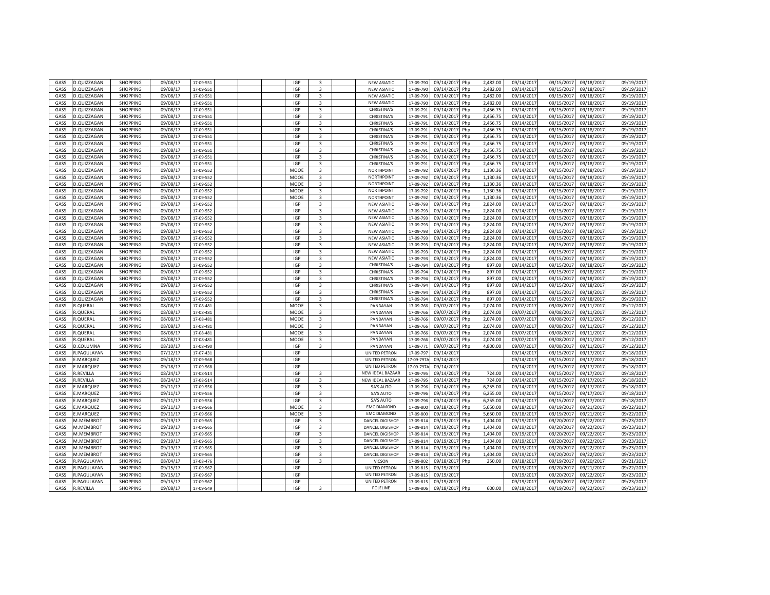| | | | | | | | | | | | | | | | |
|---|---|---|---|---|---|---|---|---|---|---|---|---|---|---|---|
| GASS | D.QUIZZAGAN | SHOPPING | 09/08/17 | 17-09-551 | IGP | 3 | NEW ASIATIC | 17-09-790 | 09/14/2017 | Php | 2,482.00 | 09/14/2017 | 09/15/2017 | 09/18/2017 | 09/19/2017 |
| GASS | D.QUIZZAGAN | SHOPPING | 09/08/17 | 17-09-551 | IGP | 3 | NEW ASIATIC | 17-09-790 | 09/14/2017 | Php | 2,482.00 | 09/14/2017 | 09/15/2017 | 09/18/2017 | 09/19/2017 |
| GASS | D.QUIZZAGAN | SHOPPING | 09/08/17 | 17-09-551 | IGP | 3 | NEW ASIATIC | 17-09-790 | 09/14/2017 | Php | 2,482.00 | 09/14/2017 | 09/15/2017 | 09/18/2017 | 09/19/2017 |
| GASS | D.QUIZZAGAN | SHOPPING | 09/08/17 | 17-09-551 | IGP | 3 | NEW ASIATIC | 17-09-790 | 09/14/2017 | Php | 2,482.00 | 09/14/2017 | 09/15/2017 | 09/18/2017 | 09/19/2017 |
| GASS | D.QUIZZAGAN | SHOPPING | 09/08/17 | 17-09-551 | IGP | 3 | CHRISTINA'S | 17-09-791 | 09/14/2017 | Php | 2,456.75 | 09/14/2017 | 09/15/2017 | 09/18/2017 | 09/19/2017 |
| GASS | D.QUIZZAGAN | SHOPPING | 09/08/17 | 17-09-551 | IGP | 3 | CHRISTINA'S | 17-09-791 | 09/14/2017 | Php | 2,456.75 | 09/14/2017 | 09/15/2017 | 09/18/2017 | 09/19/2017 |
| GASS | D.QUIZZAGAN | SHOPPING | 09/08/17 | 17-09-551 | IGP | 3 | CHRISTINA'S | 17-09-791 | 09/14/2017 | Php | 2,456.75 | 09/14/2017 | 09/15/2017 | 09/18/2017 | 09/19/2017 |
| GASS | D.QUIZZAGAN | SHOPPING | 09/08/17 | 17-09-551 | IGP | 3 | CHRISTINA'S | 17-09-791 | 09/14/2017 | Php | 2,456.75 | 09/14/2017 | 09/15/2017 | 09/18/2017 | 09/19/2017 |
| GASS | D.QUIZZAGAN | SHOPPING | 09/08/17 | 17-09-551 | IGP | 3 | CHRISTINA'S | 17-09-791 | 09/14/2017 | Php | 2,456.75 | 09/14/2017 | 09/15/2017 | 09/18/2017 | 09/19/2017 |
| GASS | D.QUIZZAGAN | SHOPPING | 09/08/17 | 17-09-551 | IGP | 3 | CHRISTINA'S | 17-09-791 | 09/14/2017 | Php | 2,456.75 | 09/14/2017 | 09/15/2017 | 09/18/2017 | 09/19/2017 |
| GASS | D.QUIZZAGAN | SHOPPING | 09/08/17 | 17-09-551 | IGP | 3 | CHRISTINA'S | 17-09-791 | 09/14/2017 | Php | 2,456.75 | 09/14/2017 | 09/15/2017 | 09/18/2017 | 09/19/2017 |
| GASS | D.QUIZZAGAN | SHOPPING | 09/08/17 | 17-09-551 | IGP | 3 | CHRISTINA'S | 17-09-791 | 09/14/2017 | Php | 2,456.75 | 09/14/2017 | 09/15/2017 | 09/18/2017 | 09/19/2017 |
| GASS | D.QUIZZAGAN | SHOPPING | 09/08/17 | 17-09-551 | IGP | 3 | CHRISTINA'S | 17-09-791 | 09/14/2017 | Php | 2,456.75 | 09/14/2017 | 09/15/2017 | 09/18/2017 | 09/19/2017 |
| GASS | D.QUIZZAGAN | SHOPPING | 09/08/17 | 17-09-552 | MOOE | 3 | NORTHPOINT | 17-09-792 | 09/14/2017 | Php | 1,130.36 | 09/14/2017 | 09/15/2017 | 09/18/2017 | 09/19/2017 |
| GASS | D.QUIZZAGAN | SHOPPING | 09/08/17 | 17-09-552 | MOOE | 3 | NORTHPOINT | 17-09-792 | 09/14/2017 | Php | 1,130.36 | 09/14/2017 | 09/15/2017 | 09/18/2017 | 09/19/2017 |
| GASS | D.QUIZZAGAN | SHOPPING | 09/08/17 | 17-09-552 | MOOE | 3 | NORTHPOINT | 17-09-792 | 09/14/2017 | Php | 1,130.36 | 09/14/2017 | 09/15/2017 | 09/18/2017 | 09/19/2017 |
| GASS | D.QUIZZAGAN | SHOPPING | 09/08/17 | 17-09-552 | MOOE | 3 | NORTHPOINT | 17-09-792 | 09/14/2017 | Php | 1,130.36 | 09/14/2017 | 09/15/2017 | 09/18/2017 | 09/19/2017 |
| GASS | D.QUIZZAGAN | SHOPPING | 09/08/17 | 17-09-552 | MOOE | 3 | NORTHPOINT | 17-09-792 | 09/14/2017 | Php | 1,130.36 | 09/14/2017 | 09/15/2017 | 09/18/2017 | 09/19/2017 |
| GASS | D.QUIZZAGAN | SHOPPING | 09/08/17 | 17-09-552 | IGP | 3 | NEW ASIATIC | 17-09-793 | 09/14/2017 | Php | 2,824.00 | 09/14/2017 | 09/15/2017 | 09/18/2017 | 09/19/2017 |
| GASS | D.QUIZZAGAN | SHOPPING | 09/08/17 | 17-09-552 | IGP | 3 | NEW ASIATIC | 17-09-793 | 09/14/2017 | Php | 2,824.00 | 09/14/2017 | 09/15/2017 | 09/18/2017 | 09/19/2017 |
| GASS | D.QUIZZAGAN | SHOPPING | 09/08/17 | 17-09-552 | IGP | 3 | NEW ASIATIC | 17-09-793 | 09/14/2017 | Php | 2,824.00 | 09/14/2017 | 09/15/2017 | 09/18/2017 | 09/19/2017 |
| GASS | D.QUIZZAGAN | SHOPPING | 09/08/17 | 17-09-552 | IGP | 3 | NEW ASIATIC | 17-09-793 | 09/14/2017 | Php | 2,824.00 | 09/14/2017 | 09/15/2017 | 09/18/2017 | 09/19/2017 |
| GASS | D.QUIZZAGAN | SHOPPING | 09/08/17 | 17-09-552 | IGP | 3 | NEW ASIATIC | 17-09-793 | 09/14/2017 | Php | 2,824.00 | 09/14/2017 | 09/15/2017 | 09/18/2017 | 09/19/2017 |
| GASS | D.QUIZZAGAN | SHOPPING | 09/08/17 | 17-09-552 | IGP | 3 | NEW ASIATIC | 17-09-793 | 09/14/2017 | Php | 2,824.00 | 09/14/2017 | 09/15/2017 | 09/18/2017 | 09/19/2017 |
| GASS | D.QUIZZAGAN | SHOPPING | 09/08/17 | 17-09-552 | IGP | 3 | NEW ASIATIC | 17-09-793 | 09/14/2017 | Php | 2,824.00 | 09/14/2017 | 09/15/2017 | 09/18/2017 | 09/19/2017 |
| GASS | D.QUIZZAGAN | SHOPPING | 09/08/17 | 17-09-552 | IGP | 3 | NEW ASIATIC | 17-09-793 | 09/14/2017 | Php | 2,824.00 | 09/14/2017 | 09/15/2017 | 09/18/2017 | 09/19/2017 |
| GASS | D.QUIZZAGAN | SHOPPING | 09/08/17 | 17-09-552 | IGP | 3 | NEW ASIATIC | 17-09-793 | 09/14/2017 | Php | 2,824.00 | 09/14/2017 | 09/15/2017 | 09/18/2017 | 09/19/2017 |
| GASS | D.QUIZZAGAN | SHOPPING | 09/08/17 | 17-09-552 | IGP | 3 | CHRISTINA'S | 17-09-794 | 09/14/2017 | Php | 897.00 | 09/14/2017 | 09/15/2017 | 09/18/2017 | 09/19/2017 |
| GASS | D.QUIZZAGAN | SHOPPING | 09/08/17 | 17-09-552 | IGP | 3 | CHRISTINA'S | 17-09-794 | 09/14/2017 | Php | 897.00 | 09/14/2017 | 09/15/2017 | 09/18/2017 | 09/19/2017 |
| GASS | D.QUIZZAGAN | SHOPPING | 09/08/17 | 17-09-552 | IGP | 3 | CHRISTINA'S | 17-09-794 | 09/14/2017 | Php | 897.00 | 09/14/2017 | 09/15/2017 | 09/18/2017 | 09/19/2017 |
| GASS | D.QUIZZAGAN | SHOPPING | 09/08/17 | 17-09-552 | IGP | 3 | CHRISTINA'S | 17-09-794 | 09/14/2017 | Php | 897.00 | 09/14/2017 | 09/15/2017 | 09/18/2017 | 09/19/2017 |
| GASS | D.QUIZZAGAN | SHOPPING | 09/08/17 | 17-09-552 | IGP | 3 | CHRISTINA'S | 17-09-794 | 09/14/2017 | Php | 897.00 | 09/14/2017 | 09/15/2017 | 09/18/2017 | 09/19/2017 |
| GASS | D.QUIZZAGAN | SHOPPING | 09/08/17 | 17-09-552 | IGP | 3 | CHRISTINA'S | 17-09-794 | 09/14/2017 | Php | 897.00 | 09/14/2017 | 09/15/2017 | 09/18/2017 | 09/19/2017 |
| GASS | R.QUERAL | SHOPPING | 08/08/17 | 17-08-481 | MOOE | 3 | PANDAYAN | 17-09-766 | 09/07/2017 | Php | 2,074.00 | 09/07/2017 | 09/08/2017 | 09/11/2017 | 09/12/2017 |
| GASS | R.QUERAL | SHOPPING | 08/08/17 | 17-08-481 | MOOE | 3 | PANDAYAN | 17-09-766 | 09/07/2017 | Php | 2,074.00 | 09/07/2017 | 09/08/2017 | 09/11/2017 | 09/12/2017 |
| GASS | R.QUERAL | SHOPPING | 08/08/17 | 17-08-481 | MOOE | 3 | PANDAYAN | 17-09-766 | 09/07/2017 | Php | 2,074.00 | 09/07/2017 | 09/08/2017 | 09/11/2017 | 09/12/2017 |
| GASS | R.QUERAL | SHOPPING | 08/08/17 | 17-08-481 | MOOE | 3 | PANDAYAN | 17-09-766 | 09/07/2017 | Php | 2,074.00 | 09/07/2017 | 09/08/2017 | 09/11/2017 | 09/12/2017 |
| GASS | R.QUERAL | SHOPPING | 08/08/17 | 17-08-481 | MOOE | 3 | PANDAYAN | 17-09-766 | 09/07/2017 | Php | 2,074.00 | 09/07/2017 | 09/08/2017 | 09/11/2017 | 09/12/2017 |
| GASS | R.QUERAL | SHOPPING | 08/08/17 | 17-08-481 | MOOE | 3 | PANDAYAN | 17-09-766 | 09/07/2017 | Php | 2,074.00 | 09/07/2017 | 09/08/2017 | 09/11/2017 | 09/12/2017 |
| GASS | D.COLUMNA | SHOPPING | 08/10/17 | 17-08-490 | IGP | 3 | PANDAYAN | 17-09-771 | 09/07/2017 | Php | 4,800.00 | 09/07/2017 | 09/08/2017 | 09/11/2017 | 09/12/2017 |
| GASS | R.PAGULAYAN | SHOPPING | 07/12/17 | 17-07-431 | IGP | | UNITED PETRON | 17-09-797 | 09/14/2017 | | | 09/14/2017 | 09/15/2017 | 09/17/2017 | 09/18/2017 |
| GASS | E.MARQUEZ | SHOPPING | 09/18/17 | 17-09-568 | IGP | | UNITED PETRON | 17-09-797A | 09/14/2017 | | | 09/14/2017 | 09/15/2017 | 09/17/2017 | 09/18/2017 |
| GASS | E.MARQUEZ | SHOPPING | 09/18/17 | 17-09-568 | IGP | | UNITED PETRON | 17-09-797A | 09/14/2017 | | | 09/14/2017 | 09/15/2017 | 09/17/2017 | 09/18/2017 |
| GASS | R.REVILLA | SHOPPING | 08/24/17 | 17-08-514 | IGP | 3 | NEW IDEAL BAZAAR | 17-09-795 | 09/14/2017 | Php | 724.00 | 09/14/2017 | 09/15/2017 | 09/17/2017 | 09/18/2017 |
| GASS | R.REVILLA | SHOPPING | 08/24/17 | 17-08-514 | IGP | 3 | NEW IDEAL BAZAAR | 17-09-795 | 09/14/2017 | Php | 724.00 | 09/14/2017 | 09/15/2017 | 09/17/2017 | 09/18/2017 |
| GASS | E.MARQUEZ | SHOPPING | 09/11/17 | 17-09-556 | IGP | 3 | 5A'S AUTO | 17-09-796 | 09/14/2017 | Php | 6,255.00 | 09/14/2017 | 09/15/2017 | 09/17/2017 | 09/18/2017 |
| GASS | E.MARQUEZ | SHOPPING | 09/11/17 | 17-09-556 | IGP | 3 | 5A'S AUTO | 17-09-796 | 09/14/2017 | Php | 6,255.00 | 09/14/2017 | 09/15/2017 | 09/17/2017 | 09/18/2017 |
| GASS | E.MARQUEZ | SHOPPING | 09/11/17 | 17-09-556 | IGP | 3 | 5A'S AUTO | 17-09-796 | 09/14/2017 | Php | 6,255.00 | 09/14/2017 | 09/15/2017 | 09/17/2017 | 09/18/2017 |
| GASS | E.MARQUEZ | SHOPPING | 09/11/17 | 17-09-566 | MOOE | 3 | EMC DIAMOND | 17-09-800 | 09/18/2017 | Php | 5,650.00 | 09/18/2017 | 09/19/2017 | 09/21/2017 | 09/22/2017 |
| GASS | E.MARQUEZ | SHOPPING | 09/11/17 | 17-09-566 | MOOE | 3 | EMC DIAMOND | 17-09-800 | 09/18/2017 | Php | 5,650.00 | 09/18/2017 | 09/19/2017 | 09/21/2017 | 09/22/2017 |
| GASS | M.MEMBROT | SHOPPING | 09/19/17 | 17-09-565 | IGP | 3 | DANCEL DIGISHOP | 17-09-814 | 09/19/2017 | Php | 1,404.00 | 09/19/2017 | 09/20/2017 | 09/22/2017 | 09/23/2017 |
| GASS | M.MEMBROT | SHOPPING | 09/19/17 | 17-09-565 | IGP | 3 | DANCEL DIGISHOP | 17-09-814 | 09/19/2017 | Php | 1,404.00 | 09/19/2017 | 09/20/2017 | 09/22/2017 | 09/23/2017 |
| GASS | M.MEMBROT | SHOPPING | 09/19/17 | 17-09-565 | IGP | 3 | DANCEL DIGISHOP | 17-09-814 | 09/19/2017 | Php | 1,404.00 | 09/19/2017 | 09/20/2017 | 09/22/2017 | 09/23/2017 |
| GASS | M.MEMBROT | SHOPPING | 09/19/17 | 17-09-565 | IGP | 3 | DANCEL DIGISHOP | 17-09-814 | 09/19/2017 | Php | 1,404.00 | 09/19/2017 | 09/20/2017 | 09/22/2017 | 09/23/2017 |
| GASS | M.MEMBROT | SHOPPING | 09/19/17 | 17-09-565 | IGP | 3 | DANCEL DIGISHOP | 17-09-814 | 09/19/2017 | Php | 1,404.00 | 09/19/2017 | 09/20/2017 | 09/22/2017 | 09/23/2017 |
| GASS | M.MEMBROT | SHOPPING | 09/19/17 | 17-09-565 | IGP | 3 | DANCEL DIGISHOP | 17-09-814 | 09/19/2017 | Php | 1,404.00 | 09/19/2017 | 09/20/2017 | 09/22/2017 | 09/23/2017 |
| GASS | R.PAGULAYAN | SHOPPING | 08/04/17 | 17-08-476 | IGP | 3 | VICSON | 17-09-802 | 09/18/2017 | Php | 250.00 | 09/18/2017 | 09/19/2017 | 09/20/2017 | 09/21/2017 |
| GASS | R.PAGULAYAN | SHOPPING | 09/15/17 | 17-09-567 | IGP | | UNITED PETRON | 17-09-815 | 09/19/2017 | | | 09/19/2017 | 09/20/2017 | 09/21/2017 | 09/22/2017 |
| GASS | R.PAGULAYAN | SHOPPING | 09/15/17 | 17-09-567 | IGP | | UNITED PETRON | 17-09-815 | 09/19/2017 | | | 09/19/2017 | 09/20/2017 | 09/22/2017 | 09/23/2017 |
| GASS | R.PAGULAYAN | SHOPPING | 09/15/17 | 17-09-567 | IGP | | UNITED PETRON | 17-09-815 | 09/19/2017 | | | 09/19/2017 | 09/20/2017 | 09/22/2017 | 09/23/2017 |
| GASS | R.REVILLA | SHOPPING | 09/08/17 | 17-09-549 | IGP | 3 | POLELINE | 17-09-806 | 09/18/2017 | Php | 600.00 | 09/18/2017 | 09/19/2017 | 09/22/2017 | 09/23/2017 |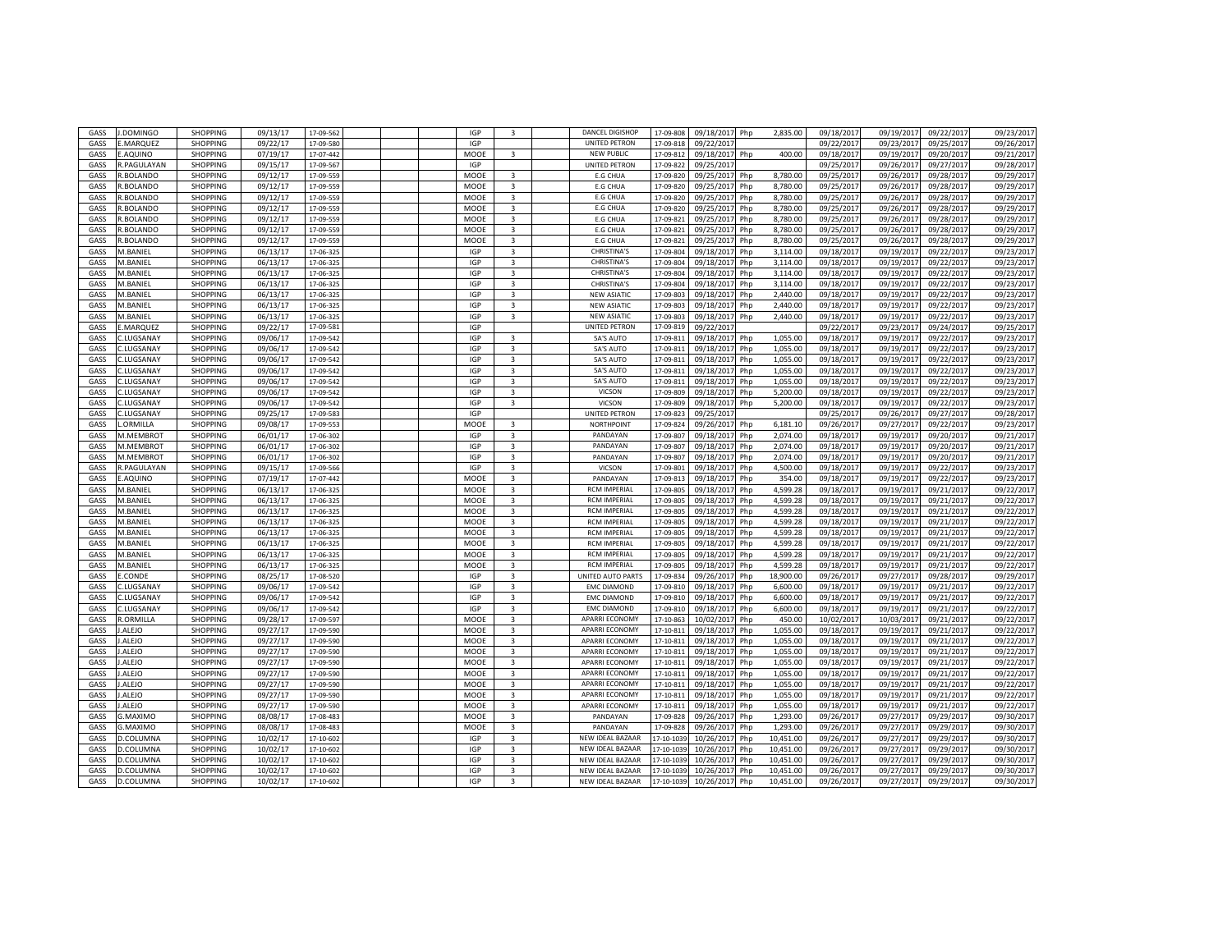| | | | | | | | | | | | | | | | | | | |
|---|---|---|---|---|---|---|---|---|---|---|---|---|---|---|---|---|---|---|
| GASS | J.DOMINGO | SHOPPING | 09/13/17 | 17-09-562 | | | IGP | 3 | | DANCEL DIGISHOP | 17-09-808 | 09/18/2017 | Php | 2,835.00 | 09/18/2017 | 09/19/2017 | 09/22/2017 | 09/23/2017 |
| GASS | E.MARQUEZ | SHOPPING | 09/22/17 | 17-09-580 | | | IGP | | | UNITED PETRON | 17-09-818 | 09/22/2017 | | | 09/22/2017 | 09/23/2017 | 09/25/2017 | 09/26/2017 |
| GASS | E.AQUINO | SHOPPING | 07/19/17 | 17-07-442 | | | MOOE | 3 | | NEW PUBLIC | 17-09-812 | 09/18/2017 | Php | 400.00 | 09/18/2017 | 09/19/2017 | 09/20/2017 | 09/21/2017 |
| GASS | R.PAGULAYAN | SHOPPING | 09/15/17 | 17-09-567 | | | IGP | | | UNITED PETRON | 17-09-822 | 09/25/2017 | | | 09/25/2017 | 09/26/2017 | 09/27/2017 | 09/28/2017 |
| GASS | R.BOLANDO | SHOPPING | 09/12/17 | 17-09-559 | | | MOOE | 3 | | E.G CHUA | 17-09-820 | 09/25/2017 | Php | 8,780.00 | 09/25/2017 | 09/26/2017 | 09/28/2017 | 09/29/2017 |
| GASS | R.BOLANDO | SHOPPING | 09/12/17 | 17-09-559 | | | MOOE | 3 | | E.G CHUA | 17-09-820 | 09/25/2017 | Php | 8,780.00 | 09/25/2017 | 09/26/2017 | 09/28/2017 | 09/29/2017 |
| GASS | R.BOLANDO | SHOPPING | 09/12/17 | 17-09-559 | | | MOOE | 3 | | E.G CHUA | 17-09-820 | 09/25/2017 | Php | 8,780.00 | 09/25/2017 | 09/26/2017 | 09/28/2017 | 09/29/2017 |
| GASS | R.BOLANDO | SHOPPING | 09/12/17 | 17-09-559 | | | MOOE | 3 | | E.G CHUA | 17-09-820 | 09/25/2017 | Php | 8,780.00 | 09/25/2017 | 09/26/2017 | 09/28/2017 | 09/29/2017 |
| GASS | R.BOLANDO | SHOPPING | 09/12/17 | 17-09-559 | | | MOOE | 3 | | E.G CHUA | 17-09-821 | 09/25/2017 | Php | 8,780.00 | 09/25/2017 | 09/26/2017 | 09/28/2017 | 09/29/2017 |
| GASS | R.BOLANDO | SHOPPING | 09/12/17 | 17-09-559 | | | MOOE | 3 | | E.G CHUA | 17-09-821 | 09/25/2017 | Php | 8,780.00 | 09/25/2017 | 09/26/2017 | 09/28/2017 | 09/29/2017 |
| GASS | R.BOLANDO | SHOPPING | 09/12/17 | 17-09-559 | | | MOOE | 3 | | E.G CHUA | 17-09-821 | 09/25/2017 | Php | 8,780.00 | 09/25/2017 | 09/26/2017 | 09/28/2017 | 09/29/2017 |
| GASS | M.BANIEL | SHOPPING | 06/13/17 | 17-06-325 | | | IGP | 3 | | CHRISTINA'S | 17-09-804 | 09/18/2017 | Php | 3,114.00 | 09/18/2017 | 09/19/2017 | 09/22/2017 | 09/23/2017 |
| GASS | M.BANIEL | SHOPPING | 06/13/17 | 17-06-325 | | | IGP | 3 | | CHRISTINA'S | 17-09-804 | 09/18/2017 | Php | 3,114.00 | 09/18/2017 | 09/19/2017 | 09/22/2017 | 09/23/2017 |
| GASS | M.BANIEL | SHOPPING | 06/13/17 | 17-06-325 | | | IGP | 3 | | CHRISTINA'S | 17-09-804 | 09/18/2017 | Php | 3,114.00 | 09/18/2017 | 09/19/2017 | 09/22/2017 | 09/23/2017 |
| GASS | M.BANIEL | SHOPPING | 06/13/17 | 17-06-325 | | | IGP | 3 | | CHRISTINA'S | 17-09-804 | 09/18/2017 | Php | 3,114.00 | 09/18/2017 | 09/19/2017 | 09/22/2017 | 09/23/2017 |
| GASS | M.BANIEL | SHOPPING | 06/13/17 | 17-06-325 | | | IGP | 3 | | NEW ASIATIC | 17-09-803 | 09/18/2017 | Php | 2,440.00 | 09/18/2017 | 09/19/2017 | 09/22/2017 | 09/23/2017 |
| GASS | M.BANIEL | SHOPPING | 06/13/17 | 17-06-325 | | | IGP | 3 | | NEW ASIATIC | 17-09-803 | 09/18/2017 | Php | 2,440.00 | 09/18/2017 | 09/19/2017 | 09/22/2017 | 09/23/2017 |
| GASS | M.BANIEL | SHOPPING | 06/13/17 | 17-06-325 | | | IGP | 3 | | NEW ASIATIC | 17-09-803 | 09/18/2017 | Php | 2,440.00 | 09/18/2017 | 09/19/2017 | 09/22/2017 | 09/23/2017 |
| GASS | E.MARQUEZ | SHOPPING | 09/22/17 | 17-09-581 | | | IGP | | | UNITED PETRON | 17-09-819 | 09/22/2017 | | | 09/22/2017 | 09/23/2017 | 09/24/2017 | 09/25/2017 |
| GASS | C.LUGSANAY | SHOPPING | 09/06/17 | 17-09-542 | | | IGP | 3 | | 5A'S AUTO | 17-09-811 | 09/18/2017 | Php | 1,055.00 | 09/18/2017 | 09/19/2017 | 09/22/2017 | 09/23/2017 |
| GASS | C.LUGSANAY | SHOPPING | 09/06/17 | 17-09-542 | | | IGP | 3 | | 5A'S AUTO | 17-09-811 | 09/18/2017 | Php | 1,055.00 | 09/18/2017 | 09/19/2017 | 09/22/2017 | 09/23/2017 |
| GASS | C.LUGSANAY | SHOPPING | 09/06/17 | 17-09-542 | | | IGP | 3 | | 5A'S AUTO | 17-09-811 | 09/18/2017 | Php | 1,055.00 | 09/18/2017 | 09/19/2017 | 09/22/2017 | 09/23/2017 |
| GASS | C.LUGSANAY | SHOPPING | 09/06/17 | 17-09-542 | | | IGP | 3 | | 5A'S AUTO | 17-09-811 | 09/18/2017 | Php | 1,055.00 | 09/18/2017 | 09/19/2017 | 09/22/2017 | 09/23/2017 |
| GASS | C.LUGSANAY | SHOPPING | 09/06/17 | 17-09-542 | | | IGP | 3 | | 5A'S AUTO | 17-09-811 | 09/18/2017 | Php | 1,055.00 | 09/18/2017 | 09/19/2017 | 09/22/2017 | 09/23/2017 |
| GASS | C.LUGSANAY | SHOPPING | 09/06/17 | 17-09-542 | | | IGP | 3 | | VICSON | 17-09-809 | 09/18/2017 | Php | 5,200.00 | 09/18/2017 | 09/19/2017 | 09/22/2017 | 09/23/2017 |
| GASS | C.LUGSANAY | SHOPPING | 09/06/17 | 17-09-542 | | | IGP | 3 | | VICSON | 17-09-809 | 09/18/2017 | Php | 5,200.00 | 09/18/2017 | 09/19/2017 | 09/22/2017 | 09/23/2017 |
| GASS | C.LUGSANAY | SHOPPING | 09/25/17 | 17-09-583 | | | IGP | | | UNITED PETRON | 17-09-823 | 09/25/2017 | | | 09/25/2017 | 09/26/2017 | 09/27/2017 | 09/28/2017 |
| GASS | L.ORMILLA | SHOPPING | 09/08/17 | 17-09-553 | | | MOOE | 3 | | NORTHPOINT | 17-09-824 | 09/26/2017 | Php | 6,181.10 | 09/26/2017 | 09/27/2017 | 09/22/2017 | 09/23/2017 |
| GASS | M.MEMBROT | SHOPPING | 06/01/17 | 17-06-302 | | | IGP | 3 | | PANDAYAN | 17-09-807 | 09/18/2017 | Php | 2,074.00 | 09/18/2017 | 09/19/2017 | 09/20/2017 | 09/21/2017 |
| GASS | M.MEMBROT | SHOPPING | 06/01/17 | 17-06-302 | | | IGP | 3 | | PANDAYAN | 17-09-807 | 09/18/2017 | Php | 2,074.00 | 09/18/2017 | 09/19/2017 | 09/20/2017 | 09/21/2017 |
| GASS | M.MEMBROT | SHOPPING | 06/01/17 | 17-06-302 | | | IGP | 3 | | PANDAYAN | 17-09-807 | 09/18/2017 | Php | 2,074.00 | 09/18/2017 | 09/19/2017 | 09/20/2017 | 09/21/2017 |
| GASS | R.PAGULAYAN | SHOPPING | 09/15/17 | 17-09-566 | | | IGP | 3 | | VICSON | 17-09-801 | 09/18/2017 | Php | 4,500.00 | 09/18/2017 | 09/19/2017 | 09/22/2017 | 09/23/2017 |
| GASS | E.AQUINO | SHOPPING | 07/19/17 | 17-07-442 | | | MOOE | 3 | | PANDAYAN | 17-09-813 | 09/18/2017 | Php | 354.00 | 09/18/2017 | 09/19/2017 | 09/22/2017 | 09/23/2017 |
| GASS | M.BANIEL | SHOPPING | 06/13/17 | 17-06-325 | | | MOOE | 3 | | RCM IMPERIAL | 17-09-805 | 09/18/2017 | Php | 4,599.28 | 09/18/2017 | 09/19/2017 | 09/21/2017 | 09/22/2017 |
| GASS | M.BANIEL | SHOPPING | 06/13/17 | 17-06-325 | | | MOOE | 3 | | RCM IMPERIAL | 17-09-805 | 09/18/2017 | Php | 4,599.28 | 09/18/2017 | 09/19/2017 | 09/21/2017 | 09/22/2017 |
| GASS | M.BANIEL | SHOPPING | 06/13/17 | 17-06-325 | | | MOOE | 3 | | RCM IMPERIAL | 17-09-805 | 09/18/2017 | Php | 4,599.28 | 09/18/2017 | 09/19/2017 | 09/21/2017 | 09/22/2017 |
| GASS | M.BANIEL | SHOPPING | 06/13/17 | 17-06-325 | | | MOOE | 3 | | RCM IMPERIAL | 17-09-805 | 09/18/2017 | Php | 4,599.28 | 09/18/2017 | 09/19/2017 | 09/21/2017 | 09/22/2017 |
| GASS | M.BANIEL | SHOPPING | 06/13/17 | 17-06-325 | | | MOOE | 3 | | RCM IMPERIAL | 17-09-805 | 09/18/2017 | Php | 4,599.28 | 09/18/2017 | 09/19/2017 | 09/21/2017 | 09/22/2017 |
| GASS | M.BANIEL | SHOPPING | 06/13/17 | 17-06-325 | | | MOOE | 3 | | RCM IMPERIAL | 17-09-805 | 09/18/2017 | Php | 4,599.28 | 09/18/2017 | 09/19/2017 | 09/21/2017 | 09/22/2017 |
| GASS | M.BANIEL | SHOPPING | 06/13/17 | 17-06-325 | | | MOOE | 3 | | RCM IMPERIAL | 17-09-805 | 09/18/2017 | Php | 4,599.28 | 09/18/2017 | 09/19/2017 | 09/21/2017 | 09/22/2017 |
| GASS | M.BANIEL | SHOPPING | 06/13/17 | 17-06-325 | | | MOOE | 3 | | RCM IMPERIAL | 17-09-805 | 09/18/2017 | Php | 4,599.28 | 09/18/2017 | 09/19/2017 | 09/21/2017 | 09/22/2017 |
| GASS | E.CONDE | SHOPPING | 08/25/17 | 17-08-520 | | | IGP | 3 | | UNITED AUTO PARTS | 17-09-834 | 09/26/2017 | Php | 18,900.00 | 09/26/2017 | 09/27/2017 | 09/28/2017 | 09/29/2017 |
| GASS | C.LUGSANAY | SHOPPING | 09/06/17 | 17-09-542 | | | IGP | 3 | | EMC DIAMOND | 17-09-810 | 09/18/2017 | Php | 6,600.00 | 09/18/2017 | 09/19/2017 | 09/21/2017 | 09/22/2017 |
| GASS | C.LUGSANAY | SHOPPING | 09/06/17 | 17-09-542 | | | IGP | 3 | | EMC DIAMOND | 17-09-810 | 09/18/2017 | Php | 6,600.00 | 09/18/2017 | 09/19/2017 | 09/21/2017 | 09/22/2017 |
| GASS | C.LUGSANAY | SHOPPING | 09/06/17 | 17-09-542 | | | IGP | 3 | | EMC DIAMOND | 17-09-810 | 09/18/2017 | Php | 6,600.00 | 09/18/2017 | 09/19/2017 | 09/21/2017 | 09/22/2017 |
| GASS | R.ORMILLA | SHOPPING | 09/28/17 | 17-09-597 | | | MOOE | 3 | | APARRI ECONOMY | 17-10-863 | 10/02/2017 | Php | 450.00 | 10/02/2017 | 10/03/2017 | 09/21/2017 | 09/22/2017 |
| GASS | J.ALEJO | SHOPPING | 09/27/17 | 17-09-590 | | | MOOE | 3 | | APARRI ECONOMY | 17-10-811 | 09/18/2017 | Php | 1,055.00 | 09/18/2017 | 09/19/2017 | 09/21/2017 | 09/22/2017 |
| GASS | J.ALEJO | SHOPPING | 09/27/17 | 17-09-590 | | | MOOE | 3 | | APARRI ECONOMY | 17-10-811 | 09/18/2017 | Php | 1,055.00 | 09/18/2017 | 09/19/2017 | 09/21/2017 | 09/22/2017 |
| GASS | J.ALEJO | SHOPPING | 09/27/17 | 17-09-590 | | | MOOE | 3 | | APARRI ECONOMY | 17-10-811 | 09/18/2017 | Php | 1,055.00 | 09/18/2017 | 09/19/2017 | 09/21/2017 | 09/22/2017 |
| GASS | J.ALEJO | SHOPPING | 09/27/17 | 17-09-590 | | | MOOE | 3 | | APARRI ECONOMY | 17-10-811 | 09/18/2017 | Php | 1,055.00 | 09/18/2017 | 09/19/2017 | 09/21/2017 | 09/22/2017 |
| GASS | J.ALEJO | SHOPPING | 09/27/17 | 17-09-590 | | | MOOE | 3 | | APARRI ECONOMY | 17-10-811 | 09/18/2017 | Php | 1,055.00 | 09/18/2017 | 09/19/2017 | 09/21/2017 | 09/22/2017 |
| GASS | J.ALEJO | SHOPPING | 09/27/17 | 17-09-590 | | | MOOE | 3 | | APARRI ECONOMY | 17-10-811 | 09/18/2017 | Php | 1,055.00 | 09/18/2017 | 09/19/2017 | 09/21/2017 | 09/22/2017 |
| GASS | J.ALEJO | SHOPPING | 09/27/17 | 17-09-590 | | | MOOE | 3 | | APARRI ECONOMY | 17-10-811 | 09/18/2017 | Php | 1,055.00 | 09/18/2017 | 09/19/2017 | 09/21/2017 | 09/22/2017 |
| GASS | J.ALEJO | SHOPPING | 09/27/17 | 17-09-590 | | | MOOE | 3 | | APARRI ECONOMY | 17-10-811 | 09/18/2017 | Php | 1,055.00 | 09/18/2017 | 09/19/2017 | 09/21/2017 | 09/22/2017 |
| GASS | G.MAXIMO | SHOPPING | 08/08/17 | 17-08-483 | | | MOOE | 3 | | PANDAYAN | 17-09-828 | 09/26/2017 | Php | 1,293.00 | 09/26/2017 | 09/27/2017 | 09/29/2017 | 09/30/2017 |
| GASS | G.MAXIMO | SHOPPING | 08/08/17 | 17-08-483 | | | MOOE | 3 | | PANDAYAN | 17-09-828 | 09/26/2017 | Php | 1,293.00 | 09/26/2017 | 09/27/2017 | 09/29/2017 | 09/30/2017 |
| GASS | D.COLUMNA | SHOPPING | 10/02/17 | 17-10-602 | | | IGP | 3 | | NEW IDEAL BAZAAR | 17-10-1039 | 10/26/2017 | Php | 10,451.00 | 09/26/2017 | 09/27/2017 | 09/29/2017 | 09/30/2017 |
| GASS | D.COLUMNA | SHOPPING | 10/02/17 | 17-10-602 | | | IGP | 3 | | NEW IDEAL BAZAAR | 17-10-1039 | 10/26/2017 | Php | 10,451.00 | 09/26/2017 | 09/27/2017 | 09/29/2017 | 09/30/2017 |
| GASS | D.COLUMNA | SHOPPING | 10/02/17 | 17-10-602 | | | IGP | 3 | | NEW IDEAL BAZAAR | 17-10-1039 | 10/26/2017 | Php | 10,451.00 | 09/26/2017 | 09/27/2017 | 09/29/2017 | 09/30/2017 |
| GASS | D.COLUMNA | SHOPPING | 10/02/17 | 17-10-602 | | | IGP | 3 | | NEW IDEAL BAZAAR | 17-10-1039 | 10/26/2017 | Php | 10,451.00 | 09/26/2017 | 09/27/2017 | 09/29/2017 | 09/30/2017 |
| GASS | D.COLUMNA | SHOPPING | 10/02/17 | 17-10-602 | | | IGP | 3 | | NEW IDEAL BAZAAR | 17-10-1039 | 10/26/2017 | Php | 10,451.00 | 09/26/2017 | 09/27/2017 | 09/29/2017 | 09/30/2017 |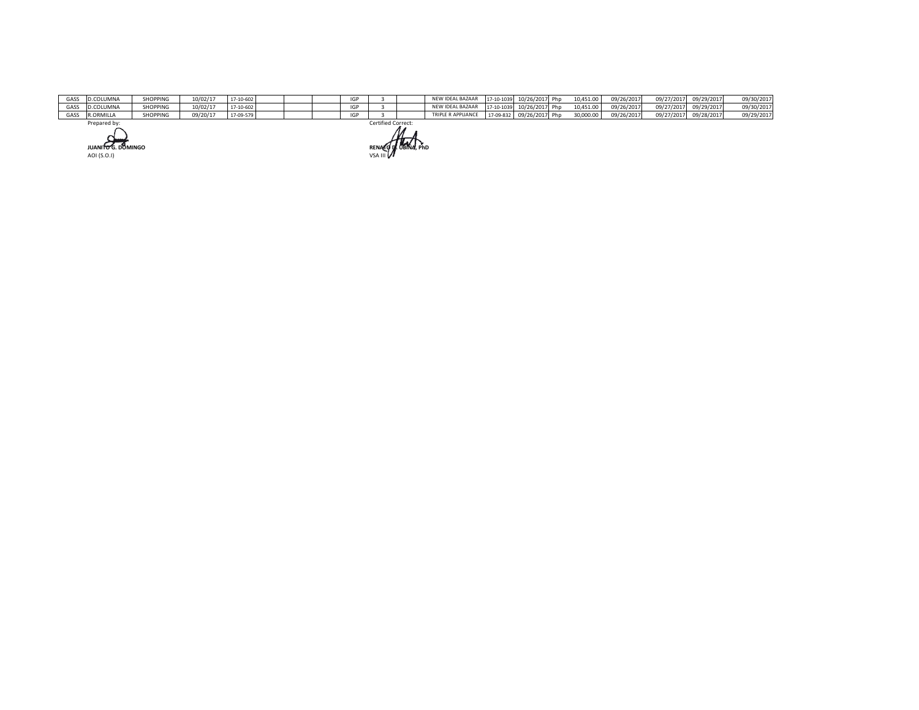| | | | | | | | | | | | | | | | | | | | |
|---|---|---|---|---|---|---|---|---|---|---|---|---|---|---|---|---|---|---|---|
| GASS | D.COLUMNA | SHOPPING | 10/02/17 | 17-10-602 | | | | IGP | 3 | | NEW IDEAL BAZAAR | 17-10-1039 | 10/26/2017 | Php | 10,451.00 | 09/26/2017 | 09/27/2017 | 09/29/2017 | 09/30/2017 |
| GASS | D.COLUMNA | SHOPPING | 10/02/17 | 17-10-602 | | | | IGP | 3 | | NEW IDEAL BAZAAR | 17-10-1039 | 10/26/2017 | Php | 10,451.00 | 09/26/2017 | 09/27/2017 | 09/29/2017 | 09/30/2017 |
| GASS | R.ORMILLA | SHOPPING | 09/20/17 | 17-09-579 | | | | IGP | 3 | | TRIPLE R APPLIANCE | 17-09-832 | 09/26/2017 | Php | 30,000.00 | 09/26/2017 | 09/27/2017 | 09/28/2017 | 09/29/2017 |

Prepared by:

**JUANITO G. DOMINGO**
AOI (S.O.I)

Certified Correct:

**RENATO D. UBINA, PhD**
VSA III